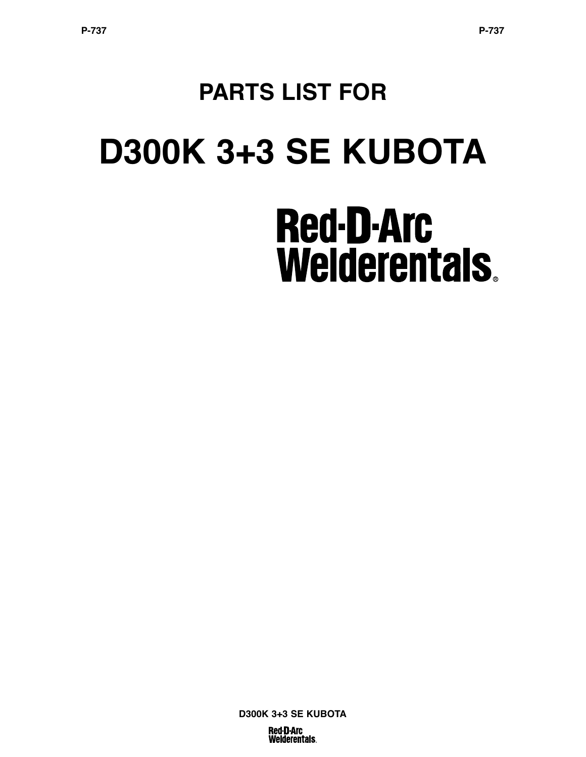# PARTS LIST FOR

# D300K 3+3 SE KUBOTA

**Red-D-Arc Welderentals®**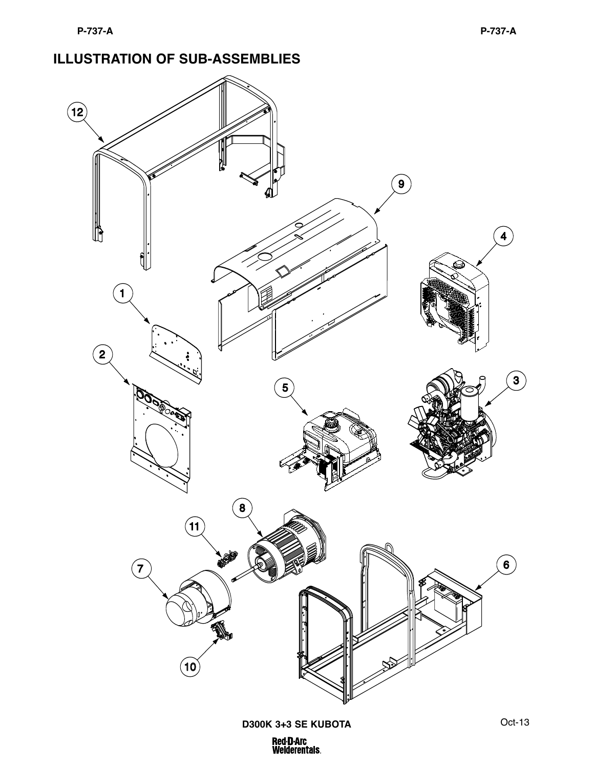# ILLUSTRATION OF SUB-ASSEMBLIES

12

9

4

1

2

5

3

8

11

7

6

10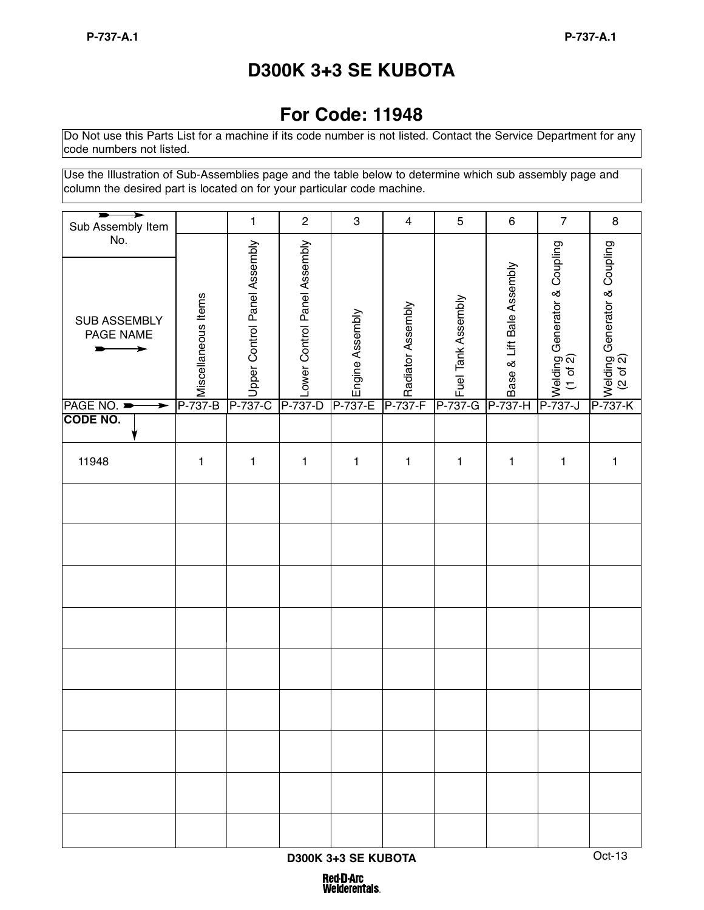# D300K 3+3 SE KUBOTA

## For Code: 11948

Do Not use this Parts List for a machine if its code number is not listed. Contact the Service Department for any code numbers not listed.

Use the Illustration of Sub-Assemblies page and the table below to determine which sub assembly page and column the desired part is located on for your particular code machine.

| Sub Assembly Item No. | | 1 | 2 | 3 | 4 | 5 | 6 | 7 | 8 |
|---|---|---|---|---|---|---|---|---|---|
| SUB ASSEMBLY PAGE NAME | Miscellaneous Items | Upper Control Panel Assembly | Lower Control Panel Assembly | Engine Assembly | Radiator Assembly | Fuel Tank Assembly | Base & Lift Bale Assembly | Welding Generator & Coupling (1 of 2) | Welding Generator & Coupling (2 of 2) |
| PAGE NO. | P-737-B | P-737-C | P-737-D | P-737-E | P-737-F | P-737-G | P-737-H | P-737-J | P-737-K |
| **CODE NO.** | | | | | | | | | |
| 11948 | 1 | 1 | 1 | 1 | 1 | 1 | 1 | 1 | 1 |
| | | | | | | | | | |
| | | | | | | | | | |
| | | | | | | | | | |
| | | | | | | | | | |
| | | | | | | | | | |
| | | | | | | | | | |
| | | | | | | | | | |
| | | | | | | | | | |
| | | | | | | | | | |

D300K 3+3 SE KUBOTA

Oct-13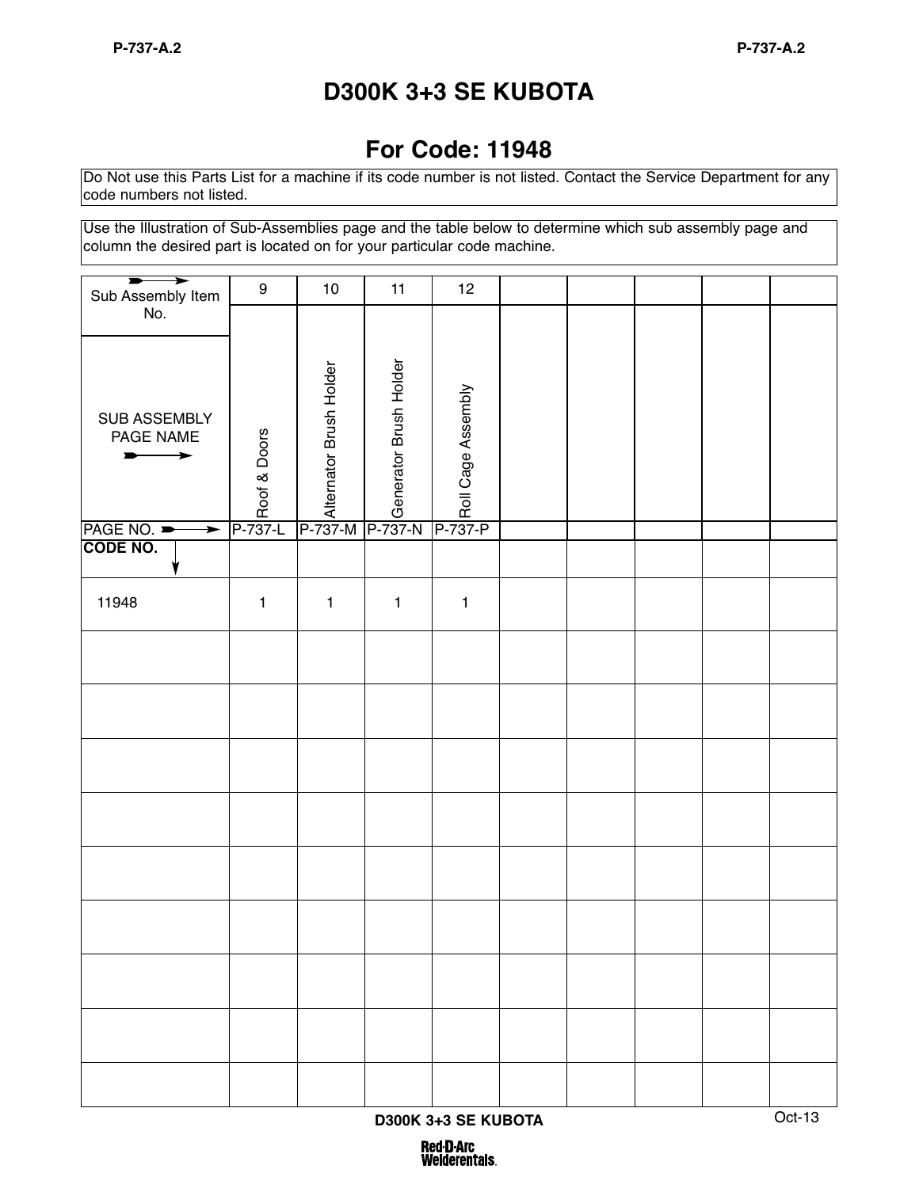# D300K 3+3 SE KUBOTA

## For Code: 11948

Do Not use this Parts List for a machine if its code number is not listed. Contact the Service Department for any code numbers not listed.

Use the Illustration of Sub-Assemblies page and the table below to determine which sub assembly page and column the desired part is located on for your particular code machine.

| Sub Assembly Item No. | 9 | 10 | 11 | 12 | | | | | |
|---|---|---|---|---|---|---|---|---|---|
| SUB ASSEMBLY PAGE NAME | Roof & Doors | Alternator Brush Holder | Generator Brush Holder | Roll Cage Assembly | | | | | |
| PAGE NO. | P-737-L | P-737-M | P-737-N | P-737-P | | | | | |
| **CODE NO.** | | | | | | | | | |
| 11948 | 1 | 1 | 1 | 1 | | | | | |
| | | | | | | | | | |
| | | | | | | | | | |
| | | | | | | | | | |
| | | | | | | | | | |
| | | | | | | | | | |
| | | | | | | | | | |
| | | | | | | | | | |
| | | | | | | | | | |
| | | | | | | | | | |

Oct-13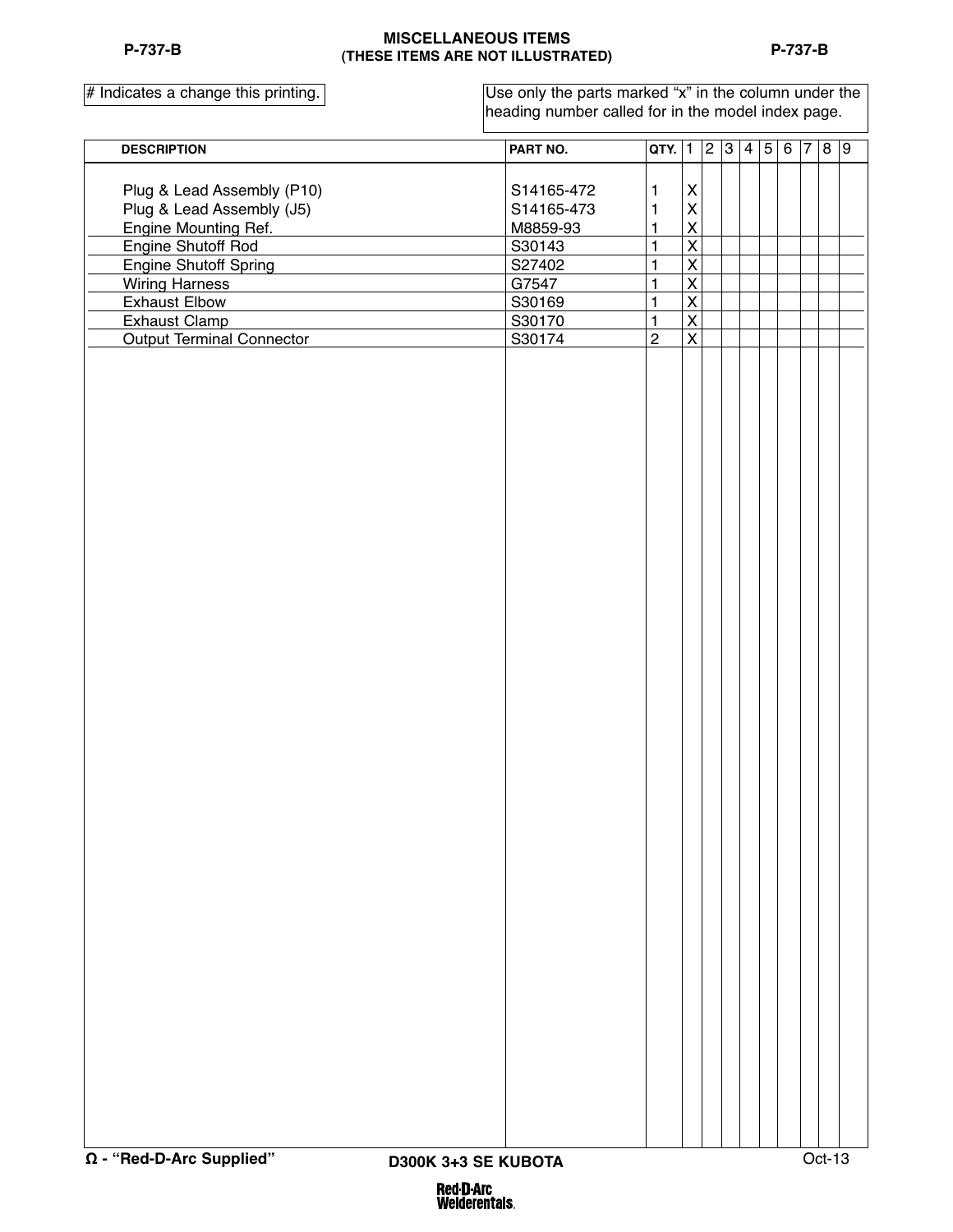## MISCELLANEOUS ITEMS
**(THESE ITEMS ARE NOT ILLUSTRATED)**

# Indicates a change this printing.

Use only the parts marked "x" in the column under the heading number called for in the model index page.

| DESCRIPTION | PART NO. | QTY. | 1 | 2 | 3 | 4 | 5 | 6 | 7 | 8 | 9 |
|---|---|---|---|---|---|---|---|---|---|---|---|
| Plug & Lead Assembly (P10) | S14165-472 | 1 | X | | | | | | | | |
| Plug & Lead Assembly (J5) | S14165-473 | 1 | X | | | | | | | | |
| Engine Mounting Ref. | M8859-93 | 1 | X | | | | | | | | |
| Engine Shutoff Rod | S30143 | 1 | X | | | | | | | | |
| Engine Shutoff Spring | S27402 | 1 | X | | | | | | | | |
| Wiring Harness | G7547 | 1 | X | | | | | | | | |
| Exhaust Elbow | S30169 | 1 | X | | | | | | | | |
| Exhaust Clamp | S30170 | 1 | X | | | | | | | | |
| Output Terminal Connector | S30174 | 2 | X | | | | | | | | |

Ω - "Red-D-Arc Supplied"

D300K 3+3 SE KUBOTA

Oct-13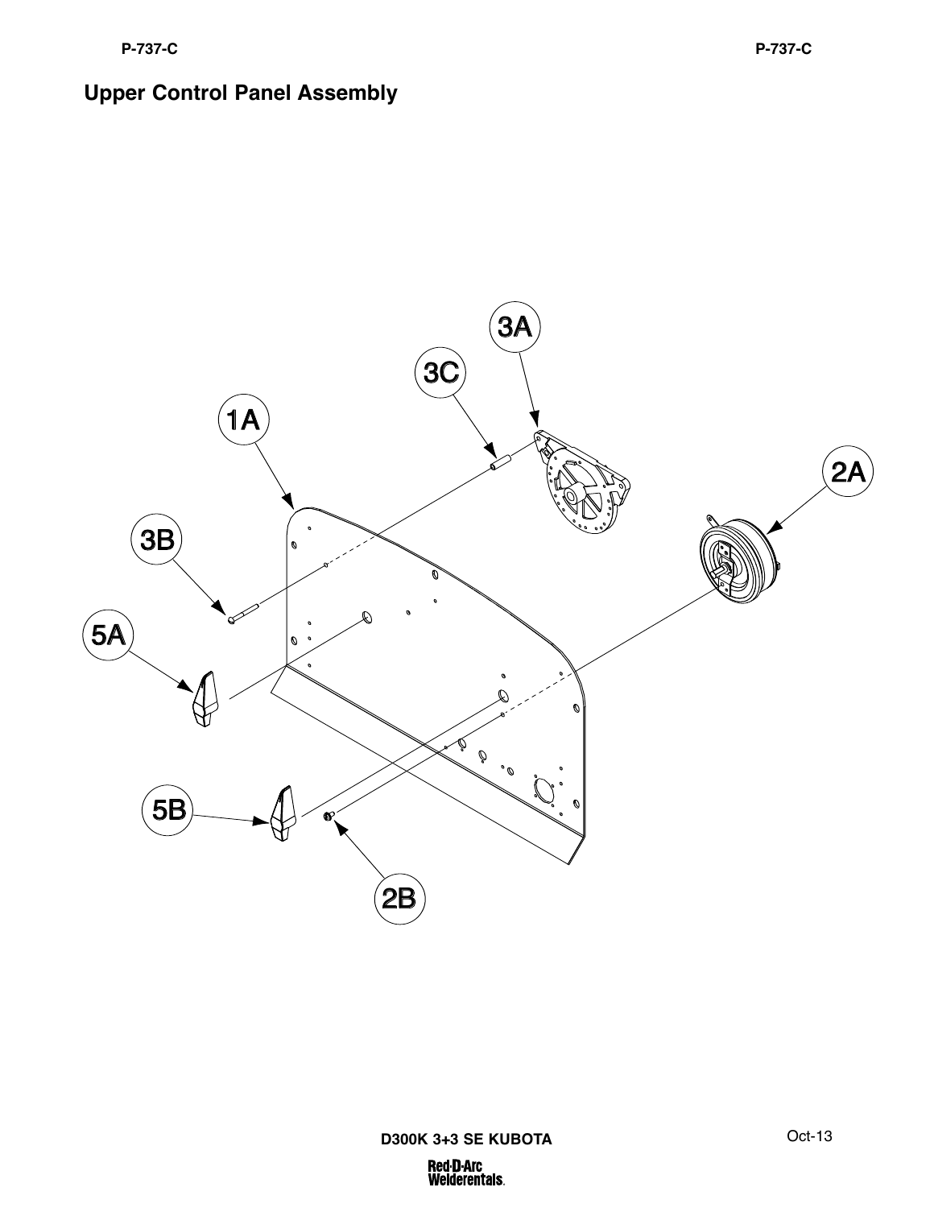# Upper Control Panel Assembly

3A

3C

1A

2A

3B

5A

5B

2B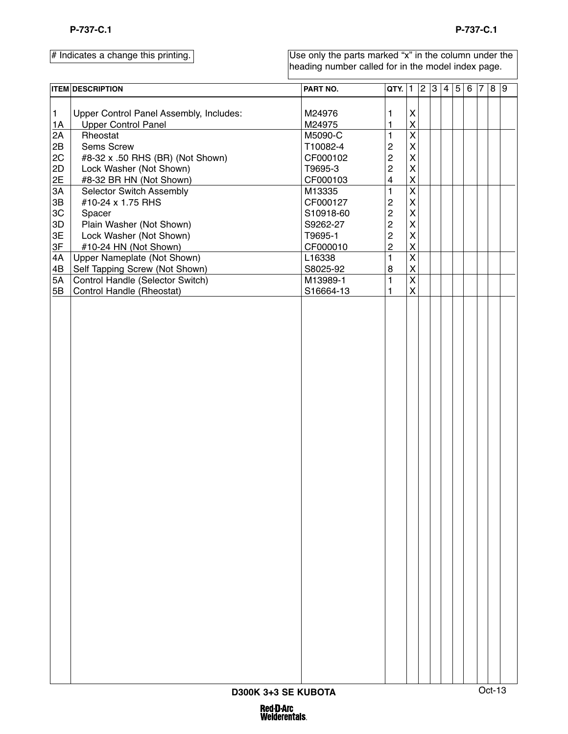# Indicates a change this printing.

Use only the parts marked "x" in the column under the heading number called for in the model index page.

| ITEM | DESCRIPTION | PART NO. | QTY. | 1 | 2 | 3 | 4 | 5 | 6 | 7 | 8 | 9 |
|---|---|---|---|---|---|---|---|---|---|---|---|---|
| 1 | Upper Control Panel Assembly, Includes: | M24976 | 1 | X | | | | | | | | |
| 1A | Upper Control Panel | M24975 | 1 | X | | | | | | | | |
| 2A | Rheostat | M5090-C | 1 | X | | | | | | | | |
| 2B | Sems Screw | T10082-4 | 2 | X | | | | | | | | |
| 2C | #8-32 x .50 RHS (BR) (Not Shown) | CF000102 | 2 | X | | | | | | | | |
| 2D | Lock Washer (Not Shown) | T9695-3 | 2 | X | | | | | | | | |
| 2E | #8-32 BR HN (Not Shown) | CF000103 | 4 | X | | | | | | | | |
| 3A | Selector Switch Assembly | M13335 | 1 | X | | | | | | | | |
| 3B | #10-24 x 1.75 RHS | CF000127 | 2 | X | | | | | | | | |
| 3C | Spacer | S10918-60 | 2 | X | | | | | | | | |
| 3D | Plain Washer (Not Shown) | S9262-27 | 2 | X | | | | | | | | |
| 3E | Lock Washer (Not Shown) | T9695-1 | 2 | X | | | | | | | | |
| 3F | #10-24 HN (Not Shown) | CF000010 | 2 | X | | | | | | | | |
| 4A | Upper Nameplate (Not Shown) | L16338 | 1 | X | | | | | | | | |
| 4B | Self Tapping Screw (Not Shown) | S8025-92 | 8 | X | | | | | | | | |
| 5A | Control Handle (Selector Switch) | M13989-1 | 1 | X | | | | | | | | |
| 5B | Control Handle (Rheostat) | S16664-13 | 1 | X | | | | | | | | |

D300K 3+3 SE KUBOTA

Oct-13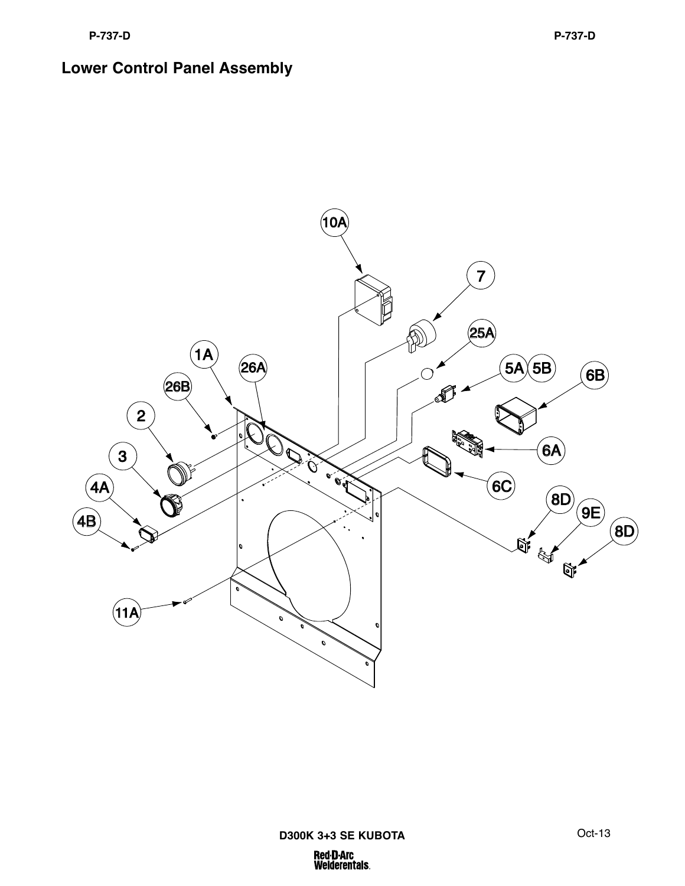# Lower Control Panel Assembly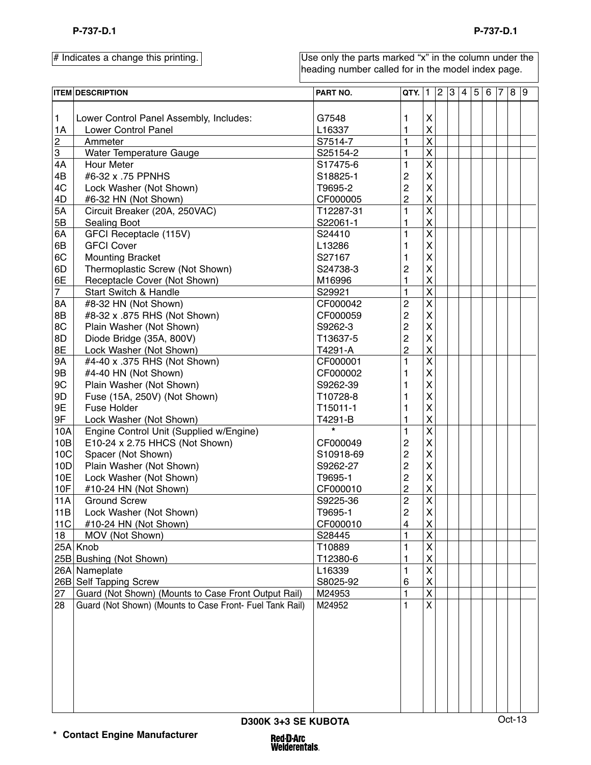# Indicates a change this printing.

Use only the parts marked "x" in the column under the heading number called for in the model index page.

| ITEM | DESCRIPTION | PART NO. | QTY. | 1 | 2 | 3 | 4 | 5 | 6 | 7 | 8 | 9 |
|---|---|---|---|---|---|---|---|---|---|---|---|---|
| 1 | Lower Control Panel Assembly, Includes: | G7548 | 1 | X | | | | | | | | |
| 1A | Lower Control Panel | L16337 | 1 | X | | | | | | | | |
| 2 | Ammeter | S7514-7 | 1 | X | | | | | | | | |
| 3 | Water Temperature Gauge | S25154-2 | 1 | X | | | | | | | | |
| 4A | Hour Meter | S17475-6 | 1 | X | | | | | | | | |
| 4B | #6-32 x .75 PPNHS | S18825-1 | 2 | X | | | | | | | | |
| 4C | Lock Washer (Not Shown) | T9695-2 | 2 | X | | | | | | | | |
| 4D | #6-32 HN (Not Shown) | CF000005 | 2 | X | | | | | | | | |
| 5A | Circuit Breaker (20A, 250VAC) | T12287-31 | 1 | X | | | | | | | | |
| 5B | Sealing Boot | S22061-1 | 1 | X | | | | | | | | |
| 6A | GFCI Receptacle (115V) | S24410 | 1 | X | | | | | | | | |
| 6B | GFCI Cover | L13286 | 1 | X | | | | | | | | |
| 6C | Mounting Bracket | S27167 | 1 | X | | | | | | | | |
| 6D | Thermoplastic Screw (Not Shown) | S24738-3 | 2 | X | | | | | | | | |
| 6E | Receptacle Cover (Not Shown) | M16996 | 1 | X | | | | | | | | |
| 7 | Start Switch & Handle | S29921 | 1 | X | | | | | | | | |
| 8A | #8-32 HN (Not Shown) | CF000042 | 2 | X | | | | | | | | |
| 8B | #8-32 x .875 RHS (Not Shown) | CF000059 | 2 | X | | | | | | | | |
| 8C | Plain Washer (Not Shown) | S9262-3 | 2 | X | | | | | | | | |
| 8D | Diode Bridge (35A, 800V) | T13637-5 | 2 | X | | | | | | | | |
| 8E | Lock Washer (Not Shown) | T4291-A | 2 | X | | | | | | | | |
| 9A | #4-40 x .375 RHS (Not Shown) | CF000001 | 1 | X | | | | | | | | |
| 9B | #4-40 HN (Not Shown) | CF000002 | 1 | X | | | | | | | | |
| 9C | Plain Washer (Not Shown) | S9262-39 | 1 | X | | | | | | | | |
| 9D | Fuse (15A, 250V) (Not Shown) | T10728-8 | 1 | X | | | | | | | | |
| 9E | Fuse Holder | T15011-1 | 1 | X | | | | | | | | |
| 9F | Lock Washer (Not Shown) | T4291-B | 1 | X | | | | | | | | |
| 10A | Engine Control Unit (Supplied w/Engine) | * | 1 | X | | | | | | | | |
| 10B | E10-24 x 2.75 HHCS (Not Shown) | CF000049 | 2 | X | | | | | | | | |
| 10C | Spacer (Not Shown) | S10918-69 | 2 | X | | | | | | | | |
| 10D | Plain Washer (Not Shown) | S9262-27 | 2 | X | | | | | | | | |
| 10E | Lock Washer (Not Shown) | T9695-1 | 2 | X | | | | | | | | |
| 10F | #10-24 HN (Not Shown) | CF000010 | 2 | X | | | | | | | | |
| 11A | Ground Screw | S9225-36 | 2 | X | | | | | | | | |
| 11B | Lock Washer (Not Shown) | T9695-1 | 2 | X | | | | | | | | |
| 11C | #10-24 HN (Not Shown) | CF000010 | 4 | X | | | | | | | | |
| 18 | MOV (Not Shown) | S28445 | 1 | X | | | | | | | | |
| 25A | Knob | T10889 | 1 | X | | | | | | | | |
| 25B | Bushing (Not Shown) | T12380-6 | 1 | X | | | | | | | | |
| 26A | Nameplate | L16339 | 1 | X | | | | | | | | |
| 26B | Self Tapping Screw | S8025-92 | 6 | X | | | | | | | | |
| 27 | Guard (Not Shown) (Mounts to Case Front Output Rail) | M24953 | 1 | X | | | | | | | | |
| 28 | Guard (Not Shown) (Mounts to Case Front- Fuel Tank Rail) | M24952 | 1 | X | | | | | | | | |

D300K 3+3 SE KUBOTA

Oct-13

\* Contact Engine Manufacturer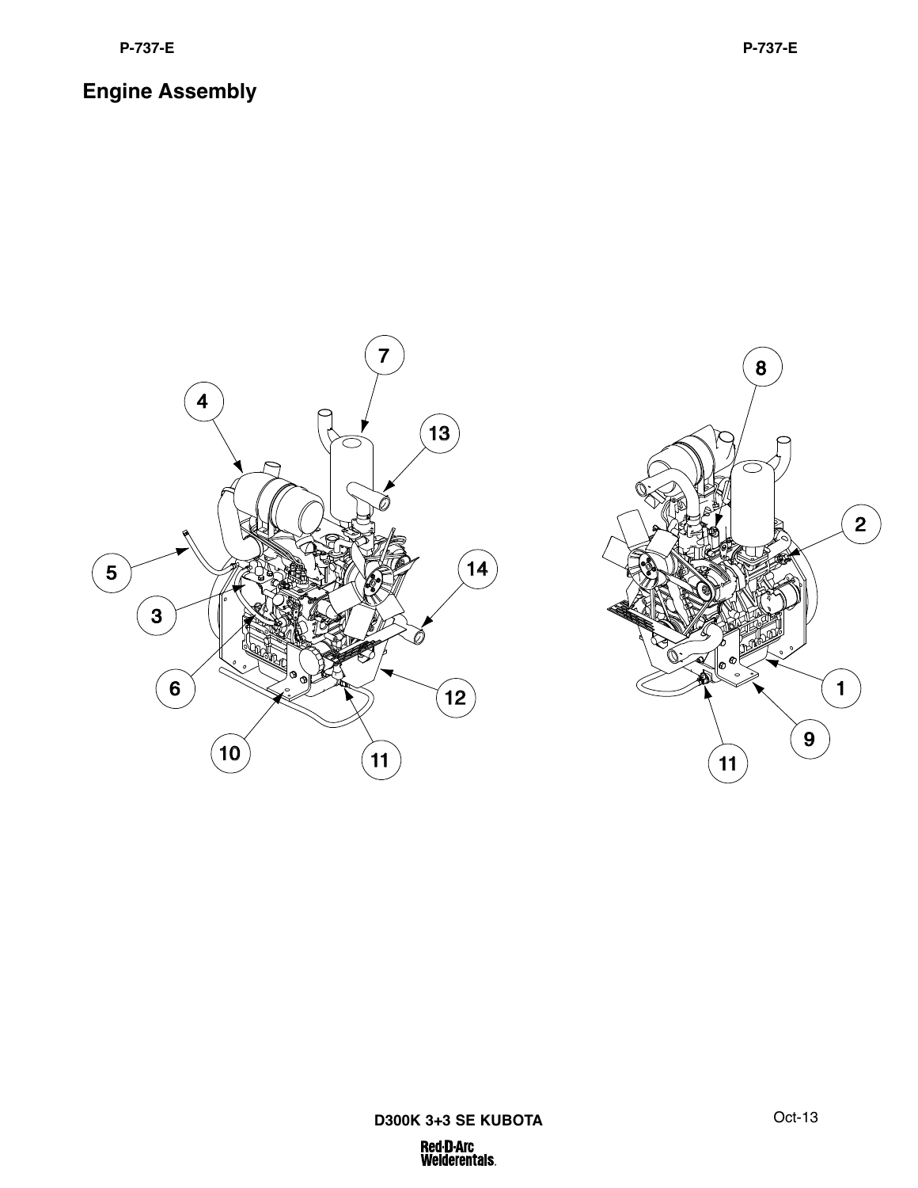# Engine Assembly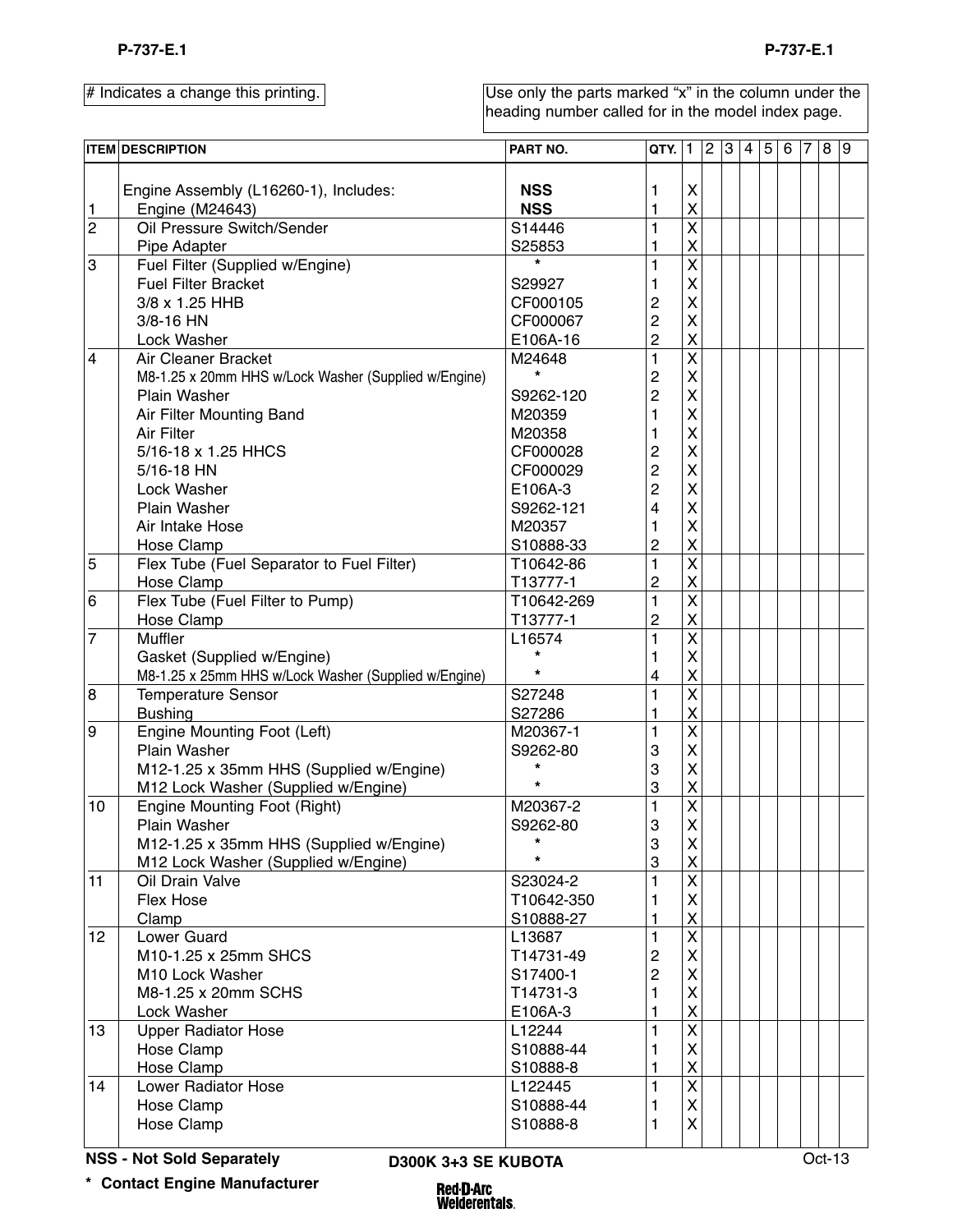# Indicates a change this printing.

Use only the parts marked "x" in the column under the heading number called for in the model index page.

| ITEM | DESCRIPTION | PART NO. | QTY. | 1 | 2 | 3 | 4 | 5 | 6 | 7 | 8 | 9 |
|---|---|---|---|---|---|---|---|---|---|---|---|---|
| | Engine Assembly (L16260-1), Includes: | NSS | 1 | X | | | | | | | | |
| 1 | Engine (M24643) | NSS | 1 | X | | | | | | | | |
| 2 | Oil Pressure Switch/Sender | S14446 | 1 | X | | | | | | | | |
| | Pipe Adapter | S25853 | 1 | X | | | | | | | | |
| 3 | Fuel Filter (Supplied w/Engine) | * | 1 | X | | | | | | | | |
| | Fuel Filter Bracket | S29927 | 1 | X | | | | | | | | |
| | 3/8 x 1.25 HHB | CF000105 | 2 | X | | | | | | | | |
| | 3/8-16 HN | CF000067 | 2 | X | | | | | | | | |
| | Lock Washer | E106A-16 | 2 | X | | | | | | | | |
| 4 | Air Cleaner Bracket | M24648 | 1 | X | | | | | | | | |
| | M8-1.25 x 20mm HHS w/Lock Washer (Supplied w/Engine) | * | 2 | X | | | | | | | | |
| | Plain Washer | S9262-120 | 2 | X | | | | | | | | |
| | Air Filter Mounting Band | M20359 | 1 | X | | | | | | | | |
| | Air Filter | M20358 | 1 | X | | | | | | | | |
| | 5/16-18 x 1.25 HHCS | CF000028 | 2 | X | | | | | | | | |
| | 5/16-18 HN | CF000029 | 2 | X | | | | | | | | |
| | Lock Washer | E106A-3 | 2 | X | | | | | | | | |
| | Plain Washer | S9262-121 | 4 | X | | | | | | | | |
| | Air Intake Hose | M20357 | 1 | X | | | | | | | | |
| | Hose Clamp | S10888-33 | 2 | X | | | | | | | | |
| 5 | Flex Tube (Fuel Separator to Fuel Filter) | T10642-86 | 1 | X | | | | | | | | |
| | Hose Clamp | T13777-1 | 2 | X | | | | | | | | |
| 6 | Flex Tube (Fuel Filter to Pump) | T10642-269 | 1 | X | | | | | | | | |
| | Hose Clamp | T13777-1 | 2 | X | | | | | | | | |
| 7 | Muffler | L16574 | 1 | X | | | | | | | | |
| | Gasket (Supplied w/Engine) | * | 1 | X | | | | | | | | |
| | M8-1.25 x 25mm HHS w/Lock Washer (Supplied w/Engine) | * | 4 | X | | | | | | | | |
| 8 | Temperature Sensor | S27248 | 1 | X | | | | | | | | |
| | Bushing | S27286 | 1 | X | | | | | | | | |
| 9 | Engine Mounting Foot (Left) | M20367-1 | 1 | X | | | | | | | | |
| | Plain Washer | S9262-80 | 3 | X | | | | | | | | |
| | M12-1.25 x 35mm HHS (Supplied w/Engine) | * | 3 | X | | | | | | | | |
| | M12 Lock Washer (Supplied w/Engine) | * | 3 | X | | | | | | | | |
| 10 | Engine Mounting Foot (Right) | M20367-2 | 1 | X | | | | | | | | |
| | Plain Washer | S9262-80 | 3 | X | | | | | | | | |
| | M12-1.25 x 35mm HHS (Supplied w/Engine) | * | 3 | X | | | | | | | | |
| | M12 Lock Washer (Supplied w/Engine) | * | 3 | X | | | | | | | | |
| 11 | Oil Drain Valve | S23024-2 | 1 | X | | | | | | | | |
| | Flex Hose | T10642-350 | 1 | X | | | | | | | | |
| | Clamp | S10888-27 | 1 | X | | | | | | | | |
| 12 | Lower Guard | L13687 | 1 | X | | | | | | | | |
| | M10-1.25 x 25mm SHCS | T14731-49 | 2 | X | | | | | | | | |
| | M10 Lock Washer | S17400-1 | 2 | X | | | | | | | | |
| | M8-1.25 x 20mm SCHS | T14731-3 | 1 | X | | | | | | | | |
| | Lock Washer | E106A-3 | 1 | X | | | | | | | | |
| 13 | Upper Radiator Hose | L12244 | 1 | X | | | | | | | | |
| | Hose Clamp | S10888-44 | 1 | X | | | | | | | | |
| | Hose Clamp | S10888-8 | 1 | X | | | | | | | | |
| 14 | Lower Radiator Hose | L122445 | 1 | X | | | | | | | | |
| | Hose Clamp | S10888-44 | 1 | X | | | | | | | | |
| | Hose Clamp | S10888-8 | 1 | X | | | | | | | | |

**NSS - Not Sold Separately**

**\* Contact Engine Manufacturer**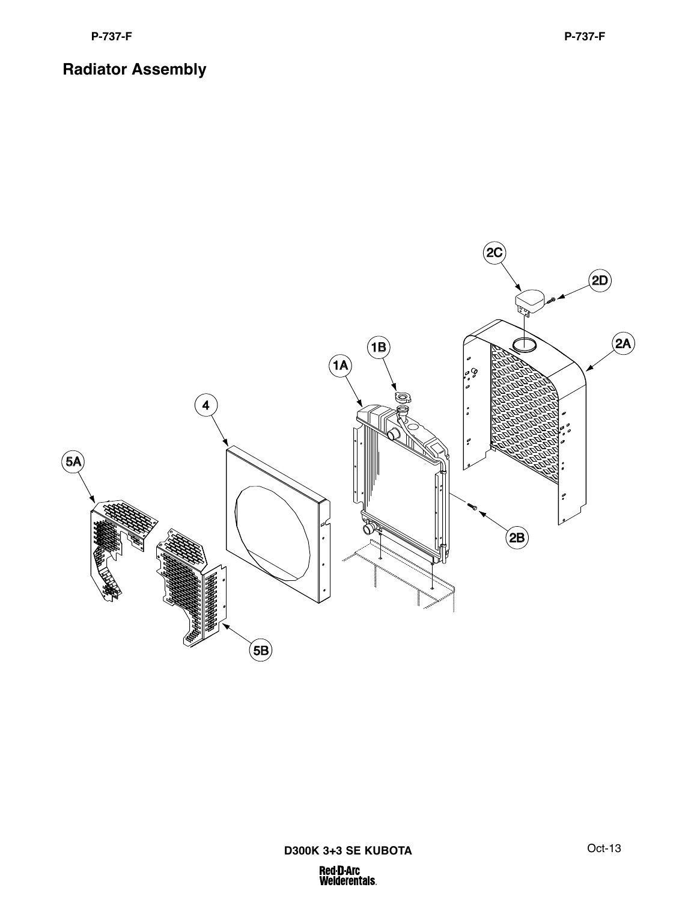# Radiator Assembly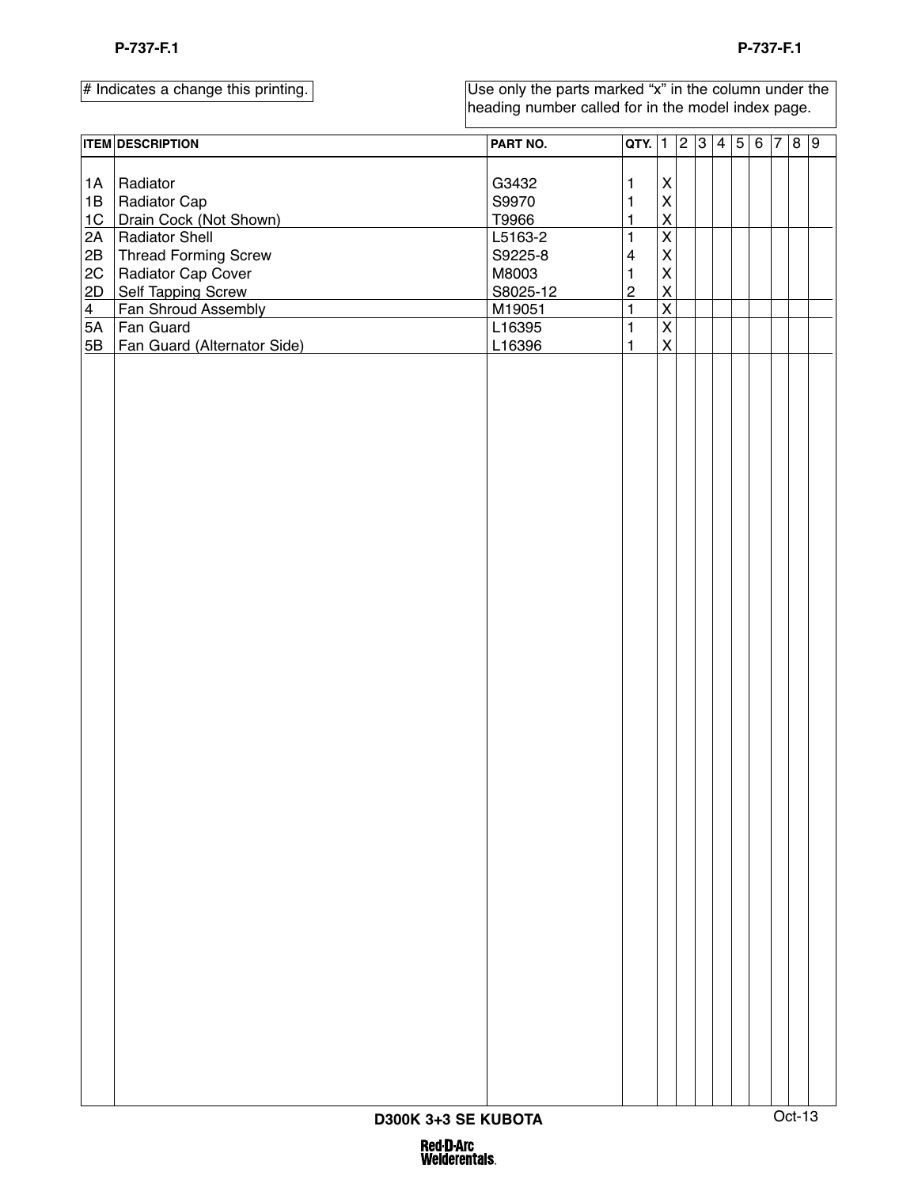# Indicates a change this printing.

Use only the parts marked “x” in the column under the heading number called for in the model index page.

| ITEM | DESCRIPTION | PART NO. | QTY. | 1 | 2 | 3 | 4 | 5 | 6 | 7 | 8 | 9 |
|---|---|---|---|---|---|---|---|---|---|---|---|---|
| 1A | Radiator | G3432 | 1 | X | | | | | | | | |
| 1B | Radiator Cap | S9970 | 1 | X | | | | | | | | |
| 1C | Drain Cock (Not Shown) | T9966 | 1 | X | | | | | | | | |
| 2A | Radiator Shell | L5163-2 | 1 | X | | | | | | | | |
| 2B | Thread Forming Screw | S9225-8 | 4 | X | | | | | | | | |
| 2C | Radiator Cap Cover | M8003 | 1 | X | | | | | | | | |
| 2D | Self Tapping Screw | S8025-12 | 2 | X | | | | | | | | |
| 4 | Fan Shroud Assembly | M19051 | 1 | X | | | | | | | | |
| 5A | Fan Guard | L16395 | 1 | X | | | | | | | | |
| 5B | Fan Guard (Alternator Side) | L16396 | 1 | X | | | | | | | | |

D300K 3+3 SE KUBOTA

Oct-13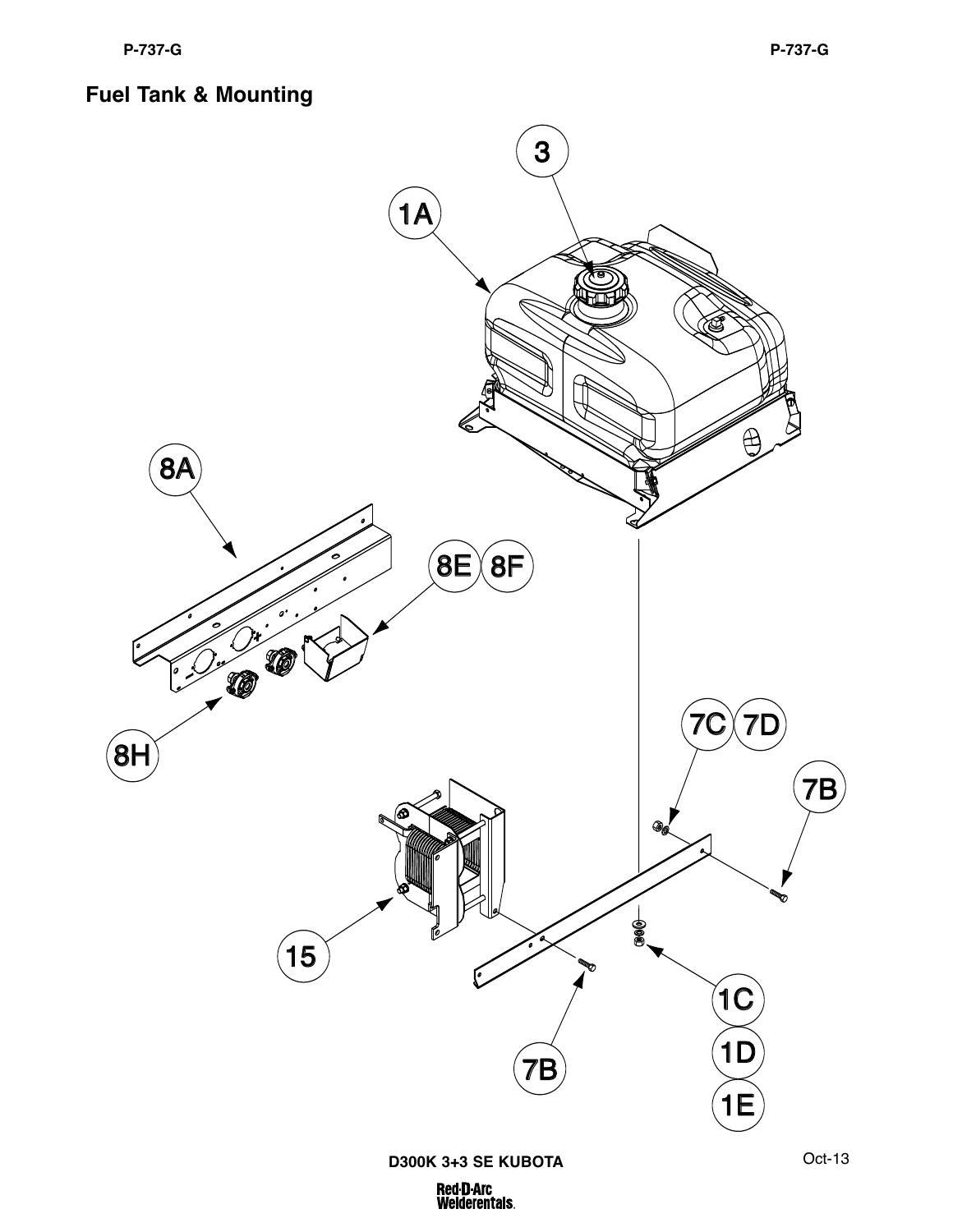## Fuel Tank & Mounting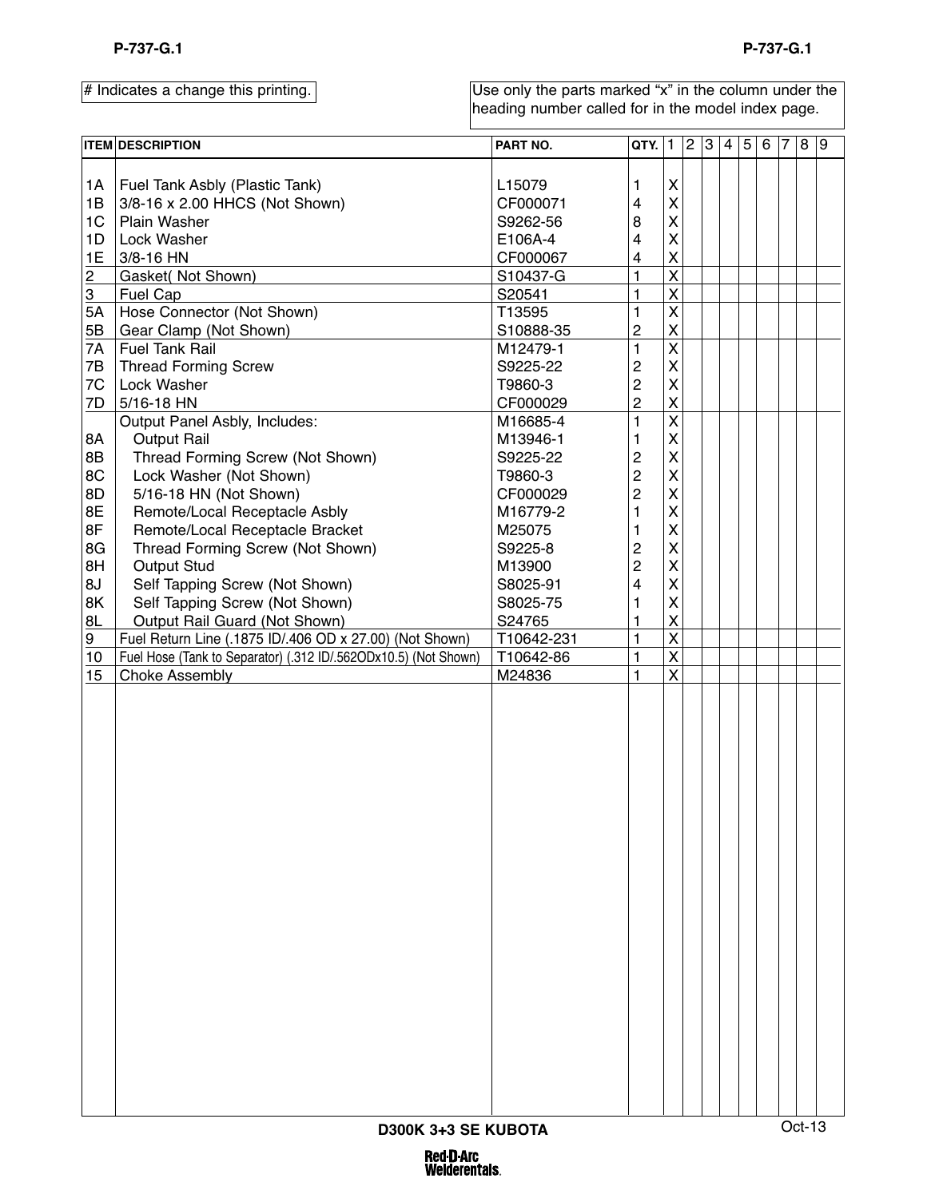# Indicates a change this printing.

Use only the parts marked "x" in the column under the heading number called for in the model index page.

| ITEM | DESCRIPTION | PART NO. | QTY. | 1 | 2 | 3 | 4 | 5 | 6 | 7 | 8 | 9 |
|---|---|---|---|---|---|---|---|---|---|---|---|---|
| 1A | Fuel Tank Asbly (Plastic Tank) | L15079 | 1 | X | | | | | | | | |
| 1B | 3/8-16 x 2.00 HHCS (Not Shown) | CF000071 | 4 | X | | | | | | | | |
| 1C | Plain Washer | S9262-56 | 8 | X | | | | | | | | |
| 1D | Lock Washer | E106A-4 | 4 | X | | | | | | | | |
| 1E | 3/8-16 HN | CF000067 | 4 | X | | | | | | | | |
| 2 | Gasket( Not Shown) | S10437-G | 1 | X | | | | | | | | |
| 3 | Fuel Cap | S20541 | 1 | X | | | | | | | | |
| 5A | Hose Connector (Not Shown) | T13595 | 1 | X | | | | | | | | |
| 5B | Gear Clamp (Not Shown) | S10888-35 | 2 | X | | | | | | | | |
| 7A | Fuel Tank Rail | M12479-1 | 1 | X | | | | | | | | |
| 7B | Thread Forming Screw | S9225-22 | 2 | X | | | | | | | | |
| 7C | Lock Washer | T9860-3 | 2 | X | | | | | | | | |
| 7D | 5/16-18 HN | CF000029 | 2 | X | | | | | | | | |
| | Output Panel Asbly, Includes: | M16685-4 | 1 | X | | | | | | | | |
| 8A | Output Rail | M13946-1 | 1 | X | | | | | | | | |
| 8B | Thread Forming Screw (Not Shown) | S9225-22 | 2 | X | | | | | | | | |
| 8C | Lock Washer (Not Shown) | T9860-3 | 2 | X | | | | | | | | |
| 8D | 5/16-18 HN (Not Shown) | CF000029 | 2 | X | | | | | | | | |
| 8E | Remote/Local Receptacle Asbly | M16779-2 | 1 | X | | | | | | | | |
| 8F | Remote/Local Receptacle Bracket | M25075 | 1 | X | | | | | | | | |
| 8G | Thread Forming Screw (Not Shown) | S9225-8 | 2 | X | | | | | | | | |
| 8H | Output Stud | M13900 | 2 | X | | | | | | | | |
| 8J | Self Tapping Screw (Not Shown) | S8025-91 | 4 | X | | | | | | | | |
| 8K | Self Tapping Screw (Not Shown) | S8025-75 | 1 | X | | | | | | | | |
| 8L | Output Rail Guard (Not Shown) | S24765 | 1 | X | | | | | | | | |
| 9 | Fuel Return Line (.1875 ID/.406 OD x 27.00) (Not Shown) | T10642-231 | 1 | X | | | | | | | | |
| 10 | Fuel Hose (Tank to Separator) (.312 ID/.562ODx10.5) (Not Shown) | T10642-86 | 1 | X | | | | | | | | |
| 15 | Choke Assembly | M24836 | 1 | X | | | | | | | | |

D300K 3+3 SE KUBOTA

Oct-13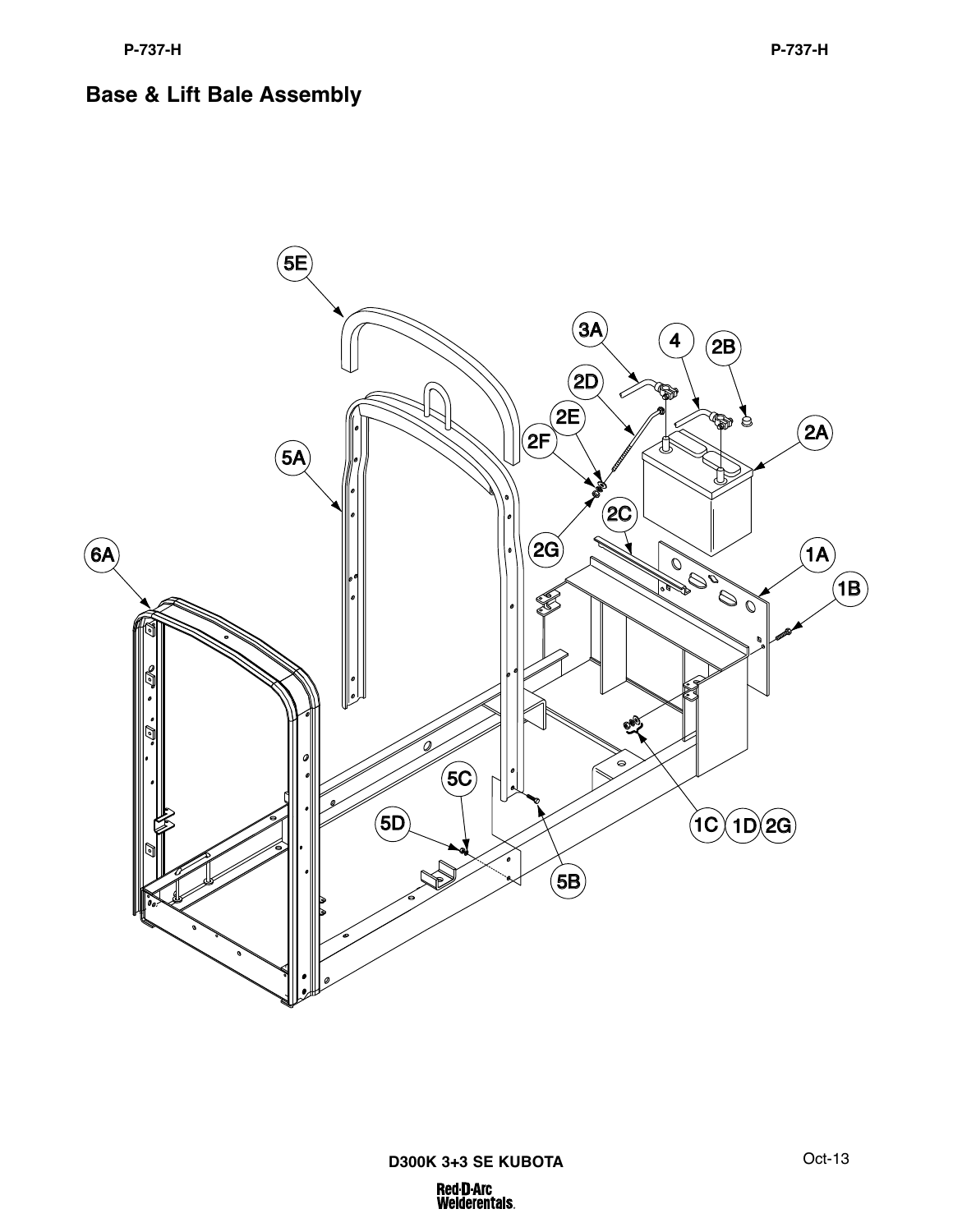## Base & Lift Bale Assembly

5E

3A 4 2B

2D

2E 2A

5A 2F

2C

6A 2G 1A

1B

5C

5D 1C 1D 2G

5B

D300K 3+3 SE KUBOTA

Oct-13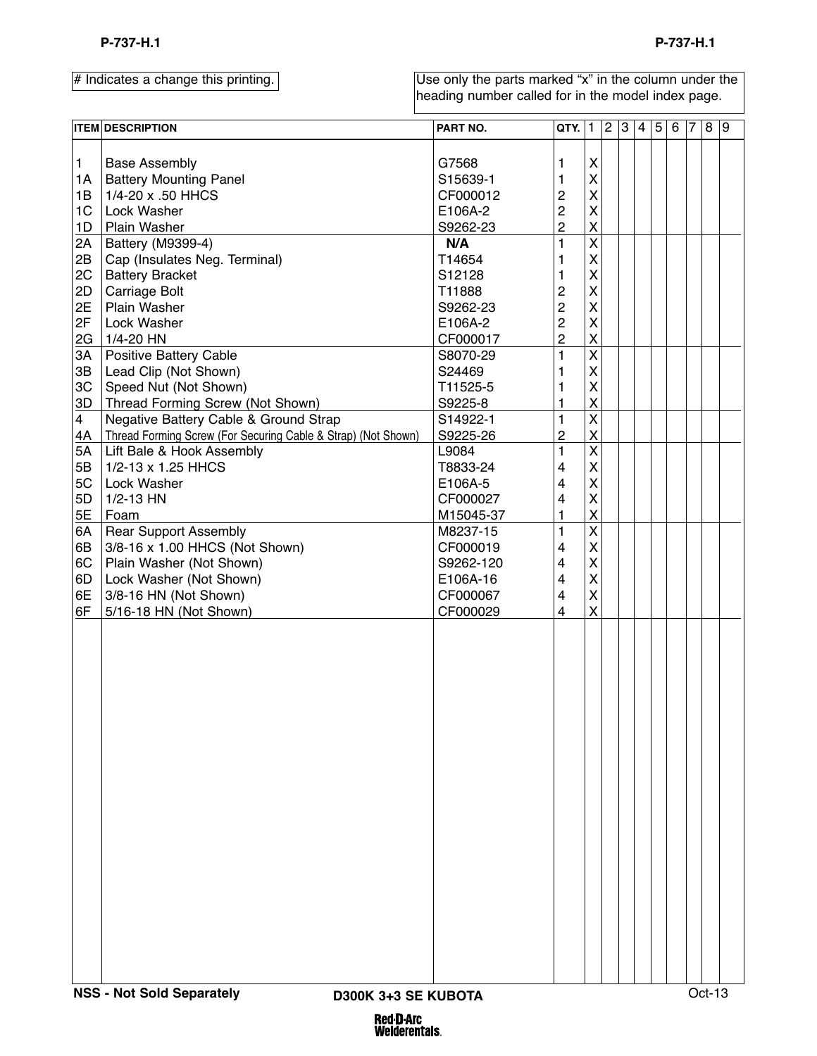| # Indicates a change this printing. | Use only the parts marked "x" in the column under the heading number called for in the model index page. |
|---|---|

| ITEM | DESCRIPTION | PART NO. | QTY. | 1 | 2 | 3 | 4 | 5 | 6 | 7 | 8 | 9 |
|---|---|---|---|---|---|---|---|---|---|---|---|---|
| 1 | Base Assembly | G7568 | 1 | X | | | | | | | | |
| 1A | Battery Mounting Panel | S15639-1 | 1 | X | | | | | | | | |
| 1B | 1/4-20 x .50 HHCS | CF000012 | 2 | X | | | | | | | | |
| 1C | Lock Washer | E106A-2 | 2 | X | | | | | | | | |
| 1D | Plain Washer | S9262-23 | 2 | X | | | | | | | | |
| 2A | Battery (M9399-4) | **N/A** | 1 | X | | | | | | | | |
| 2B | Cap (Insulates Neg. Terminal) | T14654 | 1 | X | | | | | | | | |
| 2C | Battery Bracket | S12128 | 1 | X | | | | | | | | |
| 2D | Carriage Bolt | T11888 | 2 | X | | | | | | | | |
| 2E | Plain Washer | S9262-23 | 2 | X | | | | | | | | |
| 2F | Lock Washer | E106A-2 | 2 | X | | | | | | | | |
| 2G | 1/4-20 HN | CF000017 | 2 | X | | | | | | | | |
| 3A | Positive Battery Cable | S8070-29 | 1 | X | | | | | | | | |
| 3B | Lead Clip (Not Shown) | S24469 | 1 | X | | | | | | | | |
| 3C | Speed Nut (Not Shown) | T11525-5 | 1 | X | | | | | | | | |
| 3D | Thread Forming Screw (Not Shown) | S9225-8 | 1 | X | | | | | | | | |
| 4 | Negative Battery Cable & Ground Strap | S14922-1 | 1 | X | | | | | | | | |
| 4A | Thread Forming Screw (For Securing Cable & Strap) (Not Shown) | S9225-26 | 2 | X | | | | | | | | |
| 5A | Lift Bale & Hook Assembly | L9084 | 1 | X | | | | | | | | |
| 5B | 1/2-13 x 1.25 HHCS | T8833-24 | 4 | X | | | | | | | | |
| 5C | Lock Washer | E106A-5 | 4 | X | | | | | | | | |
| 5D | 1/2-13 HN | CF000027 | 4 | X | | | | | | | | |
| 5E | Foam | M15045-37 | 1 | X | | | | | | | | |
| 6A | Rear Support Assembly | M8237-15 | 1 | X | | | | | | | | |
| 6B | 3/8-16 x 1.00 HHCS (Not Shown) | CF000019 | 4 | X | | | | | | | | |
| 6C | Plain Washer (Not Shown) | S9262-120 | 4 | X | | | | | | | | |
| 6D | Lock Washer (Not Shown) | E106A-16 | 4 | X | | | | | | | | |
| 6E | 3/8-16 HN (Not Shown) | CF000067 | 4 | X | | | | | | | | |
| 6F | 5/16-18 HN (Not Shown) | CF000029 | 4 | X | | | | | | | | |

NSS - Not Sold Separately

D300K 3+3 SE KUBOTA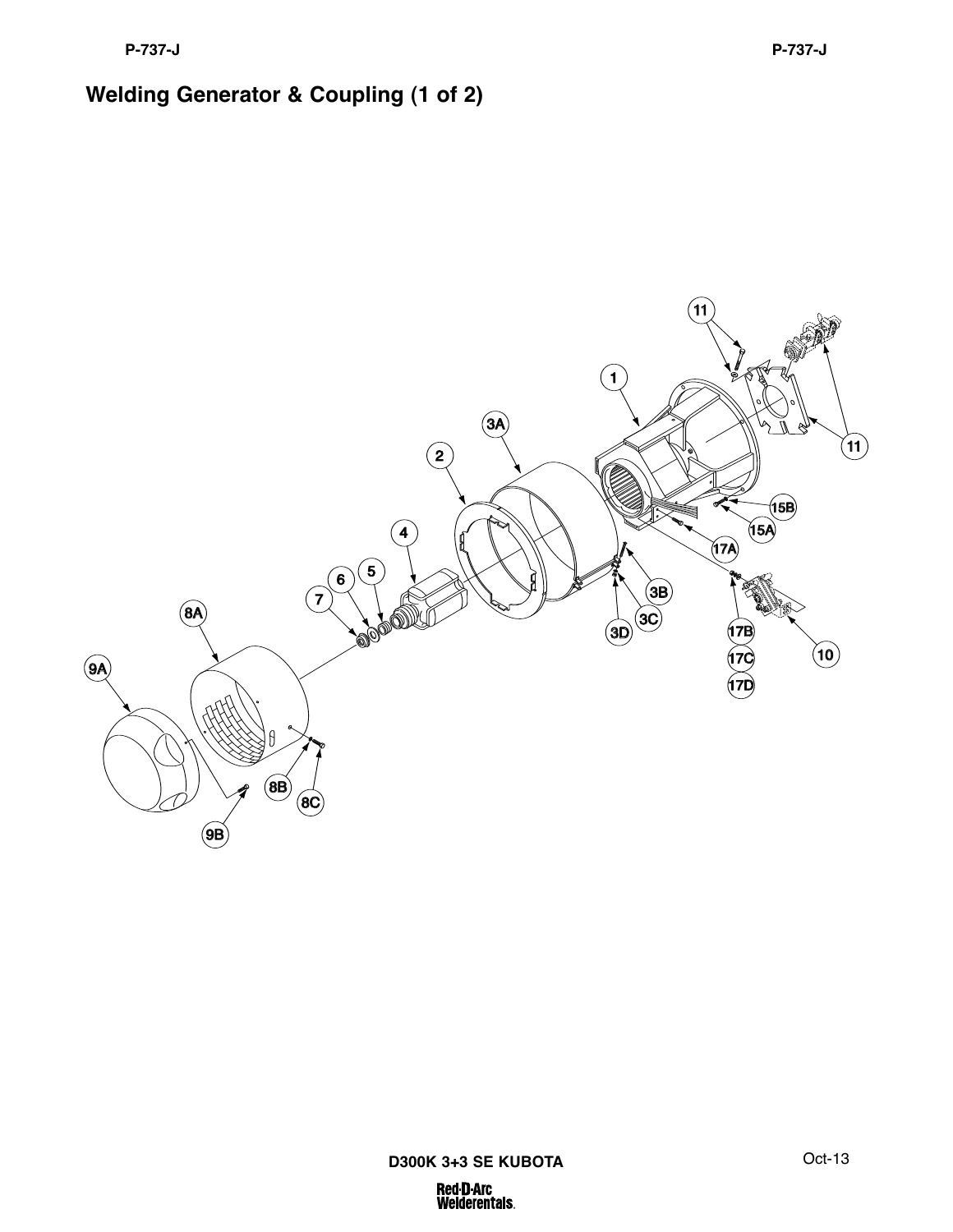# Welding Generator & Coupling (1 of 2)

11

1

11

3A

2

15B

15A

4

17A

5

6

3B

7

3C

8A

3D

17B

10

17C

9A

17D

8B

8C

9B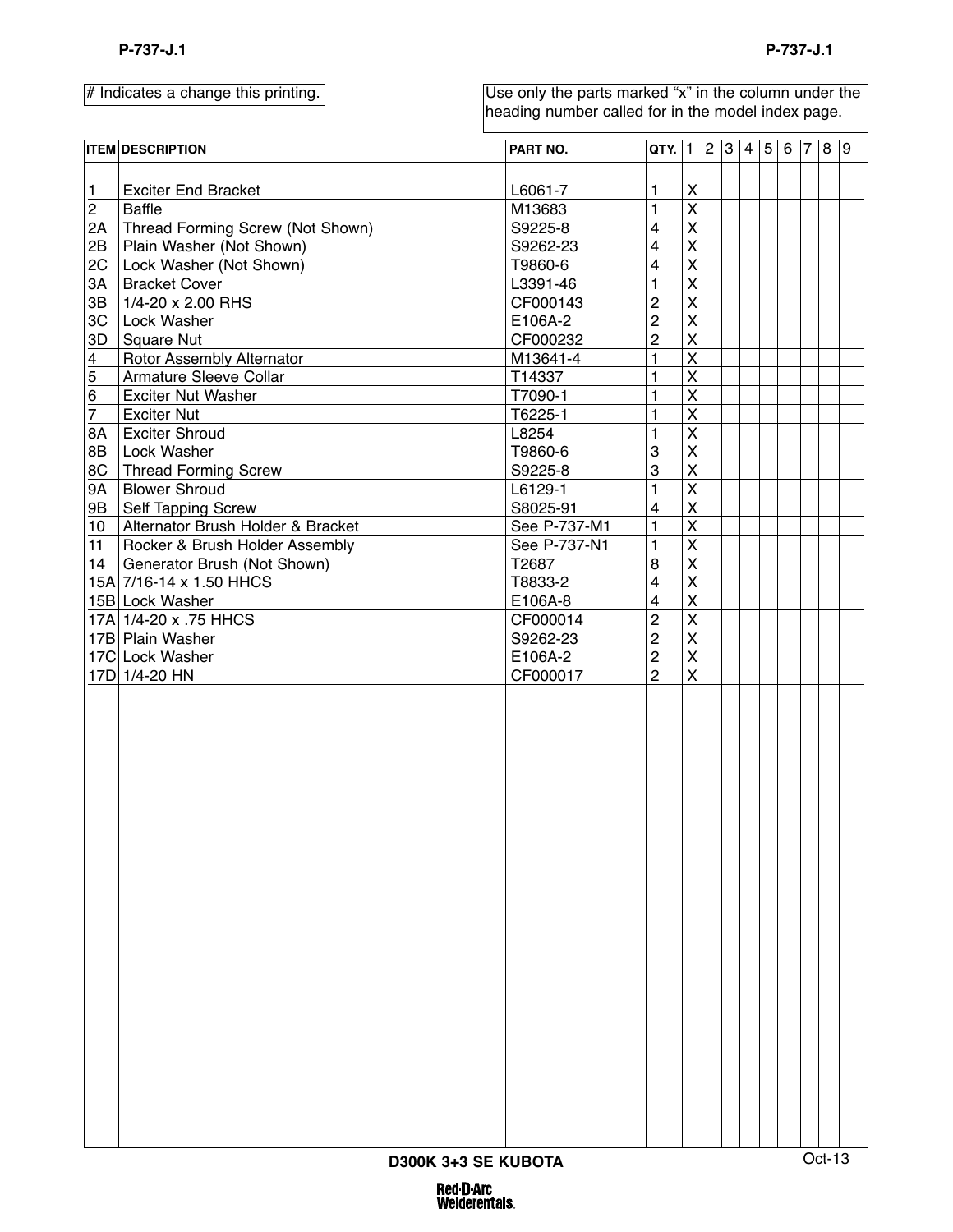# Indicates a change this printing.

Use only the parts marked "x" in the column under the heading number called for in the model index page.

| ITEM | DESCRIPTION | PART NO. | QTY. | 1 | 2 | 3 | 4 | 5 | 6 | 7 | 8 | 9 |
|---|---|---|---|---|---|---|---|---|---|---|---|---|
| 1 | Exciter End Bracket | L6061-7 | 1 | X | | | | | | | | |
| 2 | Baffle | M13683 | 1 | X | | | | | | | | |
| 2A | Thread Forming Screw (Not Shown) | S9225-8 | 4 | X | | | | | | | | |
| 2B | Plain Washer (Not Shown) | S9262-23 | 4 | X | | | | | | | | |
| 2C | Lock Washer (Not Shown) | T9860-6 | 4 | X | | | | | | | | |
| 3A | Bracket Cover | L3391-46 | 1 | X | | | | | | | | |
| 3B | 1/4-20 x 2.00 RHS | CF000143 | 2 | X | | | | | | | | |
| 3C | Lock Washer | E106A-2 | 2 | X | | | | | | | | |
| 3D | Square Nut | CF000232 | 2 | X | | | | | | | | |
| 4 | Rotor Assembly Alternator | M13641-4 | 1 | X | | | | | | | | |
| 5 | Armature Sleeve Collar | T14337 | 1 | X | | | | | | | | |
| 6 | Exciter Nut Washer | T7090-1 | 1 | X | | | | | | | | |
| 7 | Exciter Nut | T6225-1 | 1 | X | | | | | | | | |
| 8A | Exciter Shroud | L8254 | 1 | X | | | | | | | | |
| 8B | Lock Washer | T9860-6 | 3 | X | | | | | | | | |
| 8C | Thread Forming Screw | S9225-8 | 3 | X | | | | | | | | |
| 9A | Blower Shroud | L6129-1 | 1 | X | | | | | | | | |
| 9B | Self Tapping Screw | S8025-91 | 4 | X | | | | | | | | |
| 10 | Alternator Brush Holder & Bracket | See P-737-M1 | 1 | X | | | | | | | | |
| 11 | Rocker & Brush Holder Assembly | See P-737-N1 | 1 | X | | | | | | | | |
| 14 | Generator Brush (Not Shown) | T2687 | 8 | X | | | | | | | | |
| 15A | 7/16-14 x 1.50 HHCS | T8833-2 | 4 | X | | | | | | | | |
| 15B | Lock Washer | E106A-8 | 4 | X | | | | | | | | |
| 17A | 1/4-20 x .75 HHCS | CF000014 | 2 | X | | | | | | | | |
| 17B | Plain Washer | S9262-23 | 2 | X | | | | | | | | |
| 17C | Lock Washer | E106A-2 | 2 | X | | | | | | | | |
| 17D | 1/4-20 HN | CF000017 | 2 | X | | | | | | | | |

D300K 3+3 SE KUBOTA

Oct-13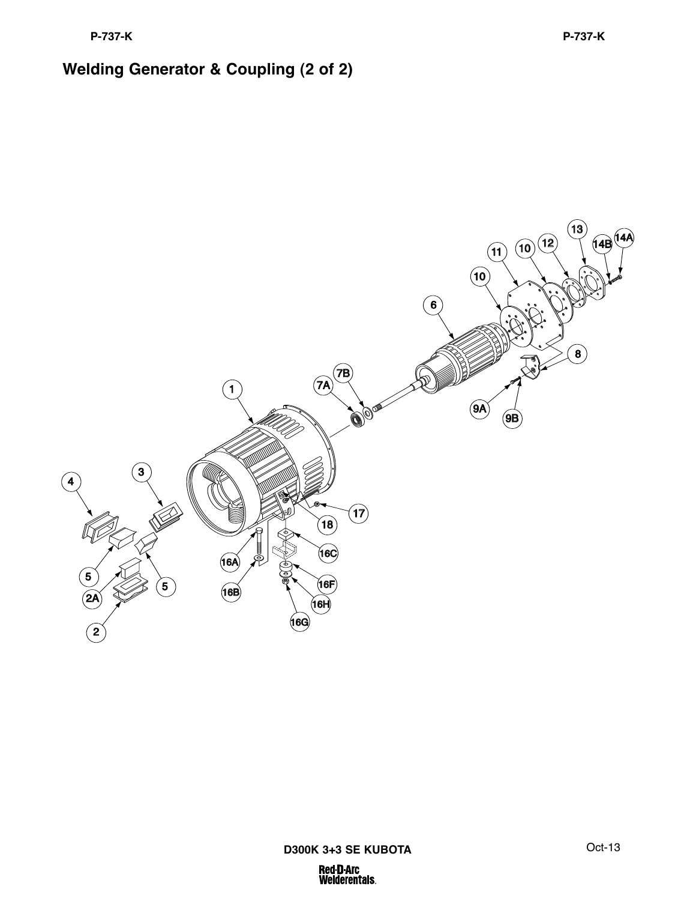# Welding Generator & Coupling (2 of 2)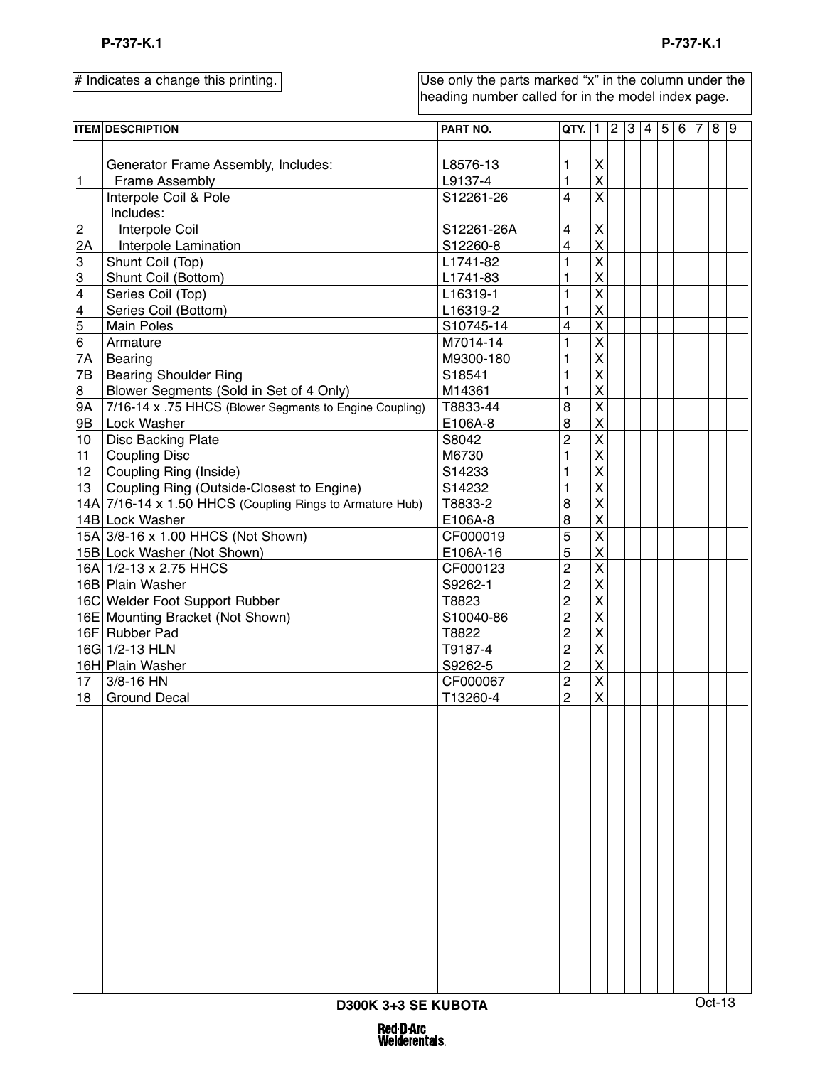# Indicates a change this printing.

Use only the parts marked "x" in the column under the heading number called for in the model index page.

| ITEM | DESCRIPTION | PART NO. | QTY. | 1 | 2 | 3 | 4 | 5 | 6 | 7 | 8 | 9 |
|---|---|---|---|---|---|---|---|---|---|---|---|---|
| | Generator Frame Assembly, Includes: | L8576-13 | 1 | X | | | | | | | | |
| 1 | Frame Assembly | L9137-4 | 1 | X | | | | | | | | |
| | Interpole Coil & Pole Includes: | S12261-26 | 4 | X | | | | | | | | |
| 2 | Interpole Coil | S12261-26A | 4 | X | | | | | | | | |
| 2A | Interpole Lamination | S12260-8 | 4 | X | | | | | | | | |
| 3 | Shunt Coil (Top) | L1741-82 | 1 | X | | | | | | | | |
| 3 | Shunt Coil (Bottom) | L1741-83 | 1 | X | | | | | | | | |
| 4 | Series Coil (Top) | L16319-1 | 1 | X | | | | | | | | |
| 4 | Series Coil (Bottom) | L16319-2 | 1 | X | | | | | | | | |
| 5 | Main Poles | S10745-14 | 4 | X | | | | | | | | |
| 6 | Armature | M7014-14 | 1 | X | | | | | | | | |
| 7A | Bearing | M9300-180 | 1 | X | | | | | | | | |
| 7B | Bearing Shoulder Ring | S18541 | 1 | X | | | | | | | | |
| 8 | Blower Segments (Sold in Set of 4 Only) | M14361 | 1 | X | | | | | | | | |
| 9A | 7/16-14 x .75 HHCS (Blower Segments to Engine Coupling) | T8833-44 | 8 | X | | | | | | | | |
| 9B | Lock Washer | E106A-8 | 8 | X | | | | | | | | |
| 10 | Disc Backing Plate | S8042 | 2 | X | | | | | | | | |
| 11 | Coupling Disc | M6730 | 1 | X | | | | | | | | |
| 12 | Coupling Ring (Inside) | S14233 | 1 | X | | | | | | | | |
| 13 | Coupling Ring (Outside-Closest to Engine) | S14232 | 1 | X | | | | | | | | |
| 14A | 7/16-14 x 1.50 HHCS (Coupling Rings to Armature Hub) | T8833-2 | 8 | X | | | | | | | | |
| 14B | Lock Washer | E106A-8 | 8 | X | | | | | | | | |
| 15A | 3/8-16 x 1.00 HHCS (Not Shown) | CF000019 | 5 | X | | | | | | | | |
| 15B | Lock Washer (Not Shown) | E106A-16 | 5 | X | | | | | | | | |
| 16A | 1/2-13 x 2.75 HHCS | CF000123 | 2 | X | | | | | | | | |
| 16B | Plain Washer | S9262-1 | 2 | X | | | | | | | | |
| 16C | Welder Foot Support Rubber | T8823 | 2 | X | | | | | | | | |
| 16E | Mounting Bracket (Not Shown) | S10040-86 | 2 | X | | | | | | | | |
| 16F | Rubber Pad | T8822 | 2 | X | | | | | | | | |
| 16G | 1/2-13 HLN | T9187-4 | 2 | X | | | | | | | | |
| 16H | Plain Washer | S9262-5 | 2 | X | | | | | | | | |
| 17 | 3/8-16 HN | CF000067 | 2 | X | | | | | | | | |
| 18 | Ground Decal | T13260-4 | 2 | X | | | | | | | | |

D300K 3+3 SE KUBOTA

Oct-13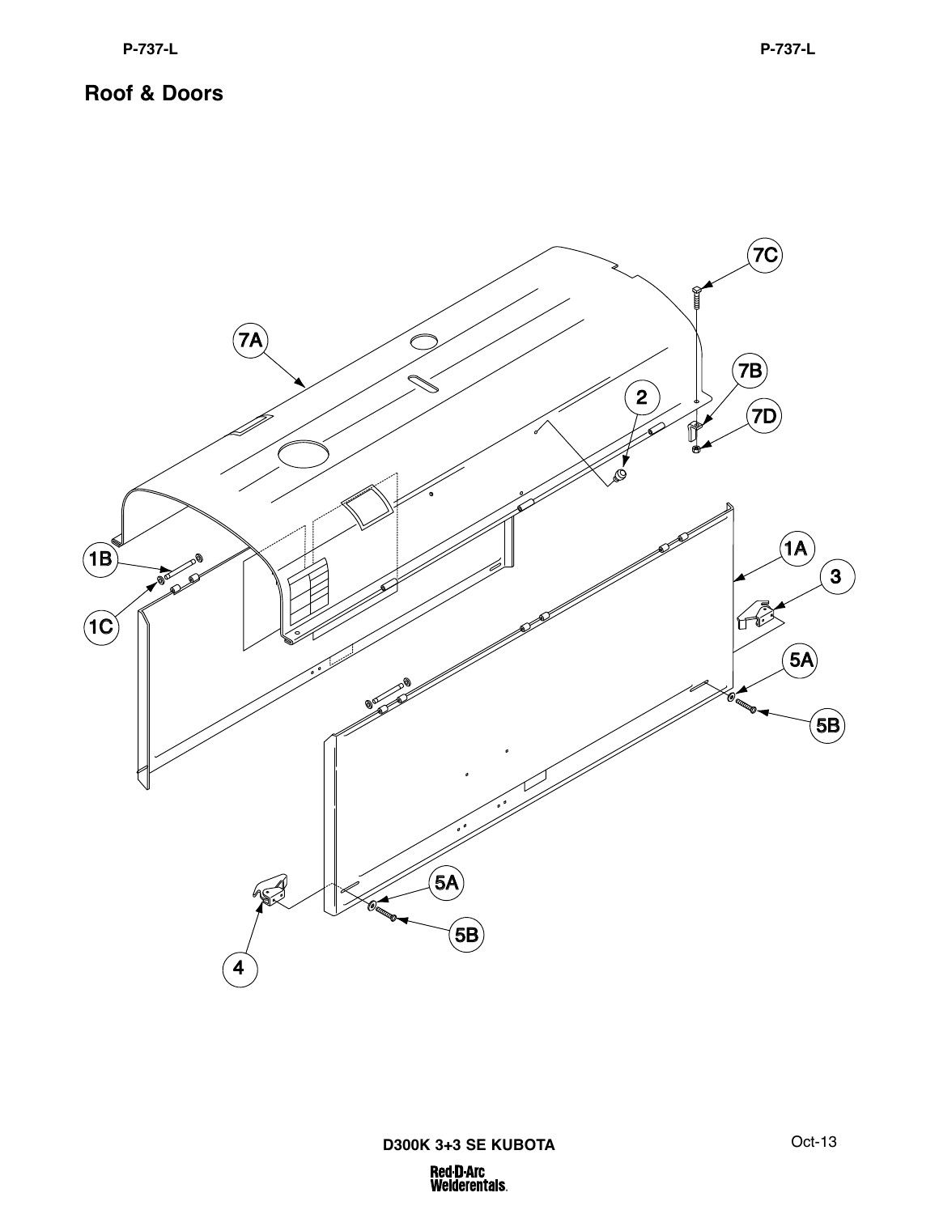# Roof & Doors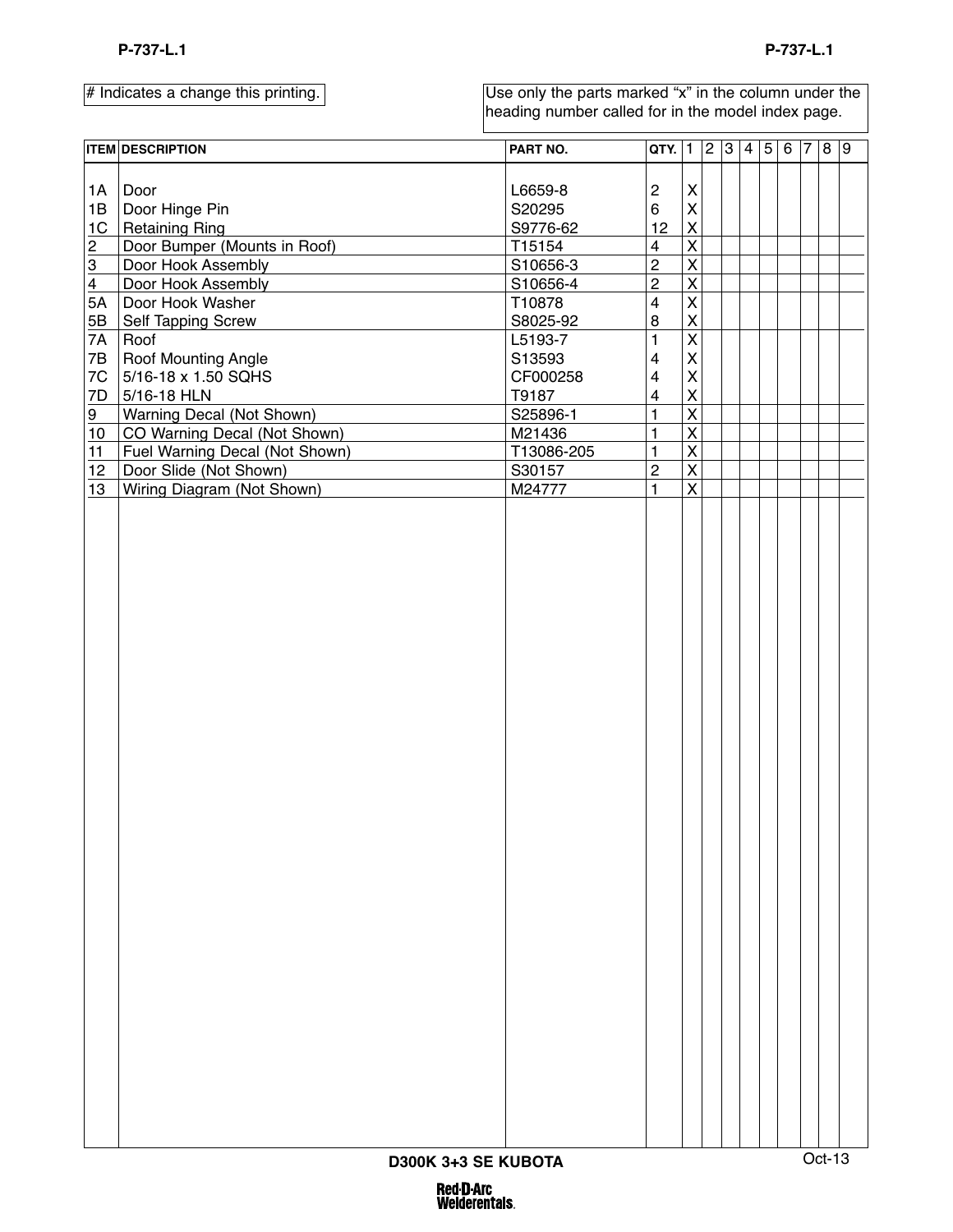# Indicates a change this printing.

Use only the parts marked "x" in the column under the heading number called for in the model index page.

| ITEM | DESCRIPTION | PART NO. | QTY. | 1 | 2 | 3 | 4 | 5 | 6 | 7 | 8 | 9 |
|---|---|---|---|---|---|---|---|---|---|---|---|---|
| 1A | Door | L6659-8 | 2 | X | | | | | | | | |
| 1B | Door Hinge Pin | S20295 | 6 | X | | | | | | | | |
| 1C | Retaining Ring | S9776-62 | 12 | X | | | | | | | | |
| 2 | Door Bumper (Mounts in Roof) | T15154 | 4 | X | | | | | | | | |
| 3 | Door Hook Assembly | S10656-3 | 2 | X | | | | | | | | |
| 4 | Door Hook Assembly | S10656-4 | 2 | X | | | | | | | | |
| 5A | Door Hook Washer | T10878 | 4 | X | | | | | | | | |
| 5B | Self Tapping Screw | S8025-92 | 8 | X | | | | | | | | |
| 7A | Roof | L5193-7 | 1 | X | | | | | | | | |
| 7B | Roof Mounting Angle | S13593 | 4 | X | | | | | | | | |
| 7C | 5/16-18 x 1.50 SQHS | CF000258 | 4 | X | | | | | | | | |
| 7D | 5/16-18 HLN | T9187 | 4 | X | | | | | | | | |
| 9 | Warning Decal (Not Shown) | S25896-1 | 1 | X | | | | | | | | |
| 10 | CO Warning Decal (Not Shown) | M21436 | 1 | X | | | | | | | | |
| 11 | Fuel Warning Decal (Not Shown) | T13086-205 | 1 | X | | | | | | | | |
| 12 | Door Slide (Not Shown) | S30157 | 2 | X | | | | | | | | |
| 13 | Wiring Diagram (Not Shown) | M24777 | 1 | X | | | | | | | | |

D300K 3+3 SE KUBOTA

Oct-13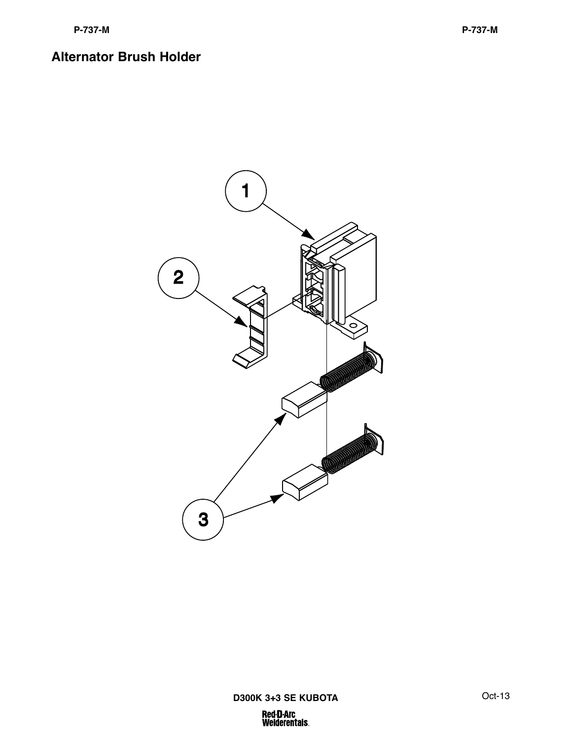## Alternator Brush Holder

1

2

3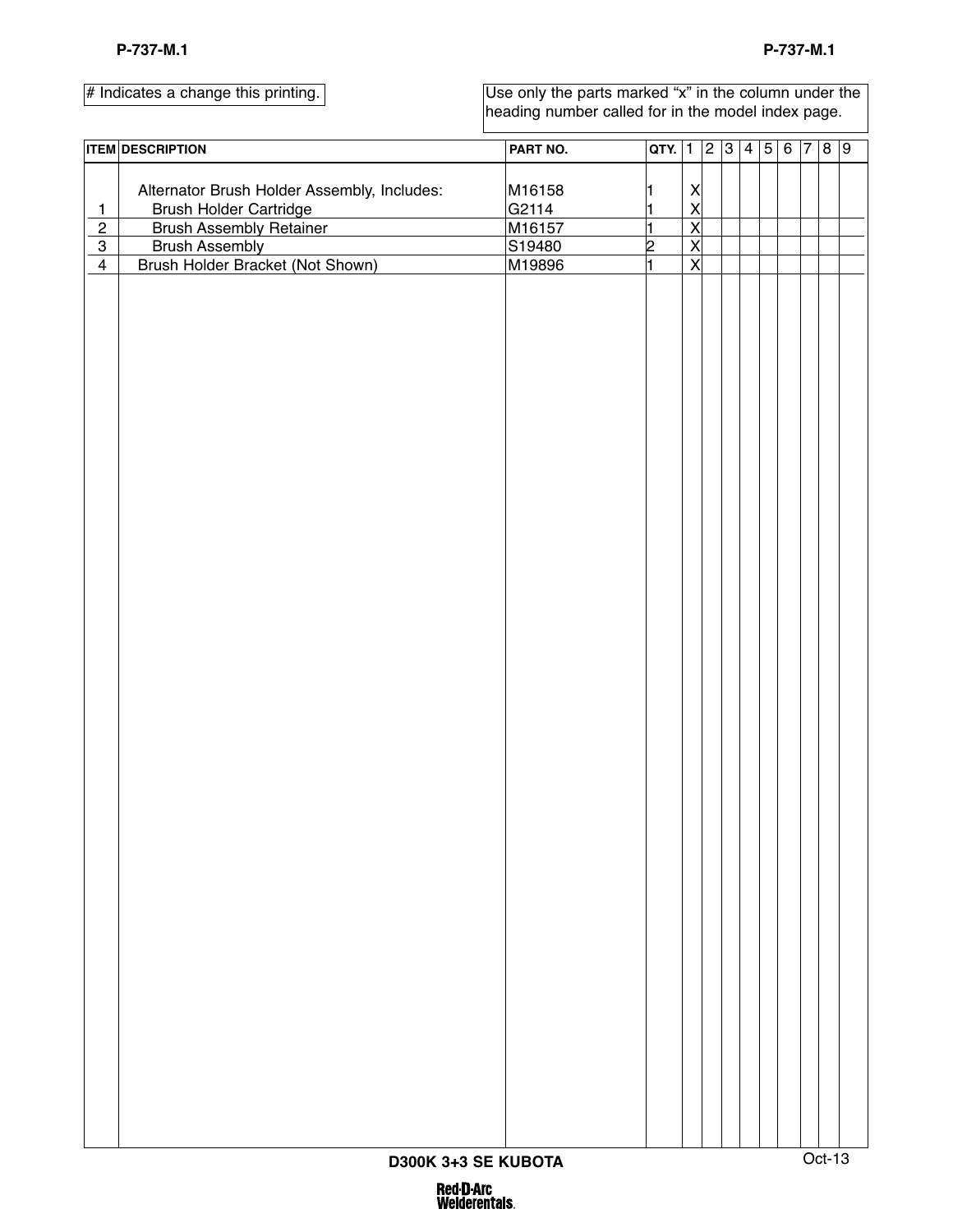# Indicates a change this printing.

Use only the parts marked “x” in the column under the heading number called for in the model index page.

| ITEM | DESCRIPTION | PART NO. | QTY. | 1 | 2 | 3 | 4 | 5 | 6 | 7 | 8 | 9 |
|---|---|---|---|---|---|---|---|---|---|---|---|---|
| | Alternator Brush Holder Assembly, Includes: | M16158 | 1 | X | | | | | | | | |
| 1 | Brush Holder Cartridge | G2114 | 1 | X | | | | | | | | |
| 2 | Brush Assembly Retainer | M16157 | 1 | X | | | | | | | | |
| 3 | Brush Assembly | S19480 | 2 | X | | | | | | | | |
| 4 | Brush Holder Bracket (Not Shown) | M19896 | 1 | X | | | | | | | | |

D300K 3+3 SE KUBOTA

Oct-13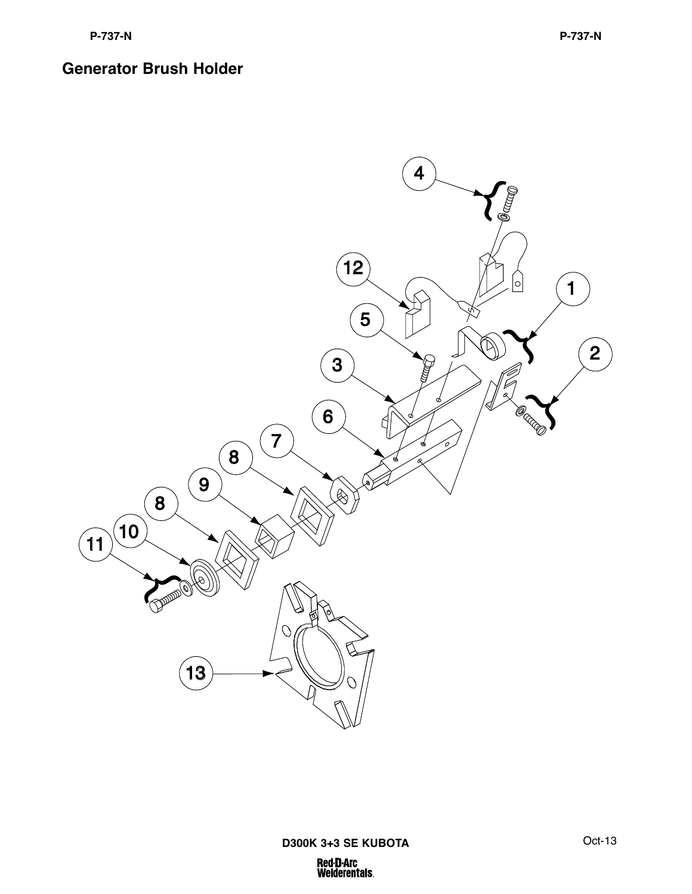# Generator Brush Holder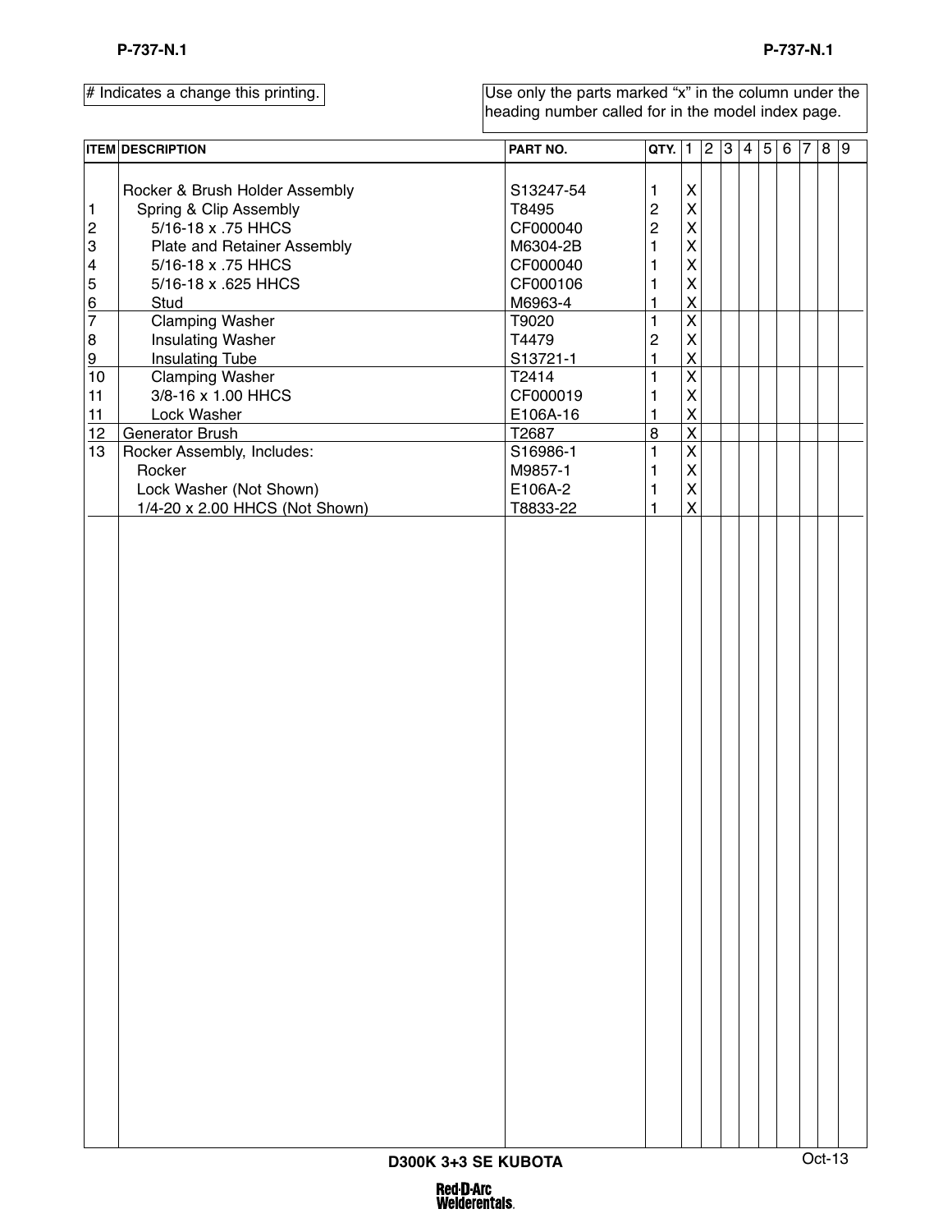# Indicates a change this printing.

Use only the parts marked "x" in the column under the heading number called for in the model index page.

| ITEM | DESCRIPTION | PART NO. | QTY. | 1 | 2 | 3 | 4 | 5 | 6 | 7 | 8 | 9 |
|---|---|---|---|---|---|---|---|---|---|---|---|---|
| | Rocker & Brush Holder Assembly | S13247-54 | 1 | X | | | | | | | | |
| 1 | Spring & Clip Assembly | T8495 | 2 | X | | | | | | | | |
| 2 | 5/16-18 x .75 HHCS | CF000040 | 2 | X | | | | | | | | |
| 3 | Plate and Retainer Assembly | M6304-2B | 1 | X | | | | | | | | |
| 4 | 5/16-18 x .75 HHCS | CF000040 | 1 | X | | | | | | | | |
| 5 | 5/16-18 x .625 HHCS | CF000106 | 1 | X | | | | | | | | |
| 6 | Stud | M6963-4 | 1 | X | | | | | | | | |
| 7 | Clamping Washer | T9020 | 1 | X | | | | | | | | |
| 8 | Insulating Washer | T4479 | 2 | X | | | | | | | | |
| 9 | Insulating Tube | S13721-1 | 1 | X | | | | | | | | |
| 10 | Clamping Washer | T2414 | 1 | X | | | | | | | | |
| 11 | 3/8-16 x 1.00 HHCS | CF000019 | 1 | X | | | | | | | | |
| 11 | Lock Washer | E106A-16 | 1 | X | | | | | | | | |
| 12 | Generator Brush | T2687 | 8 | X | | | | | | | | |
| 13 | Rocker Assembly, Includes: | S16986-1 | 1 | X | | | | | | | | |
| | Rocker | M9857-1 | 1 | X | | | | | | | | |
| | Lock Washer (Not Shown) | E106A-2 | 1 | X | | | | | | | | |
| | 1/4-20 x 2.00 HHCS (Not Shown) | T8833-22 | 1 | X | | | | | | | | |

D300K 3+3 SE KUBOTA

Oct-13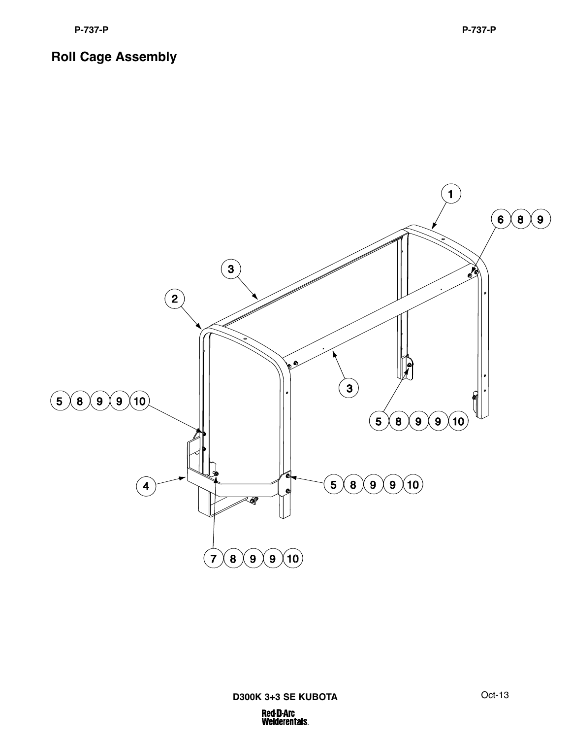## Roll Cage Assembly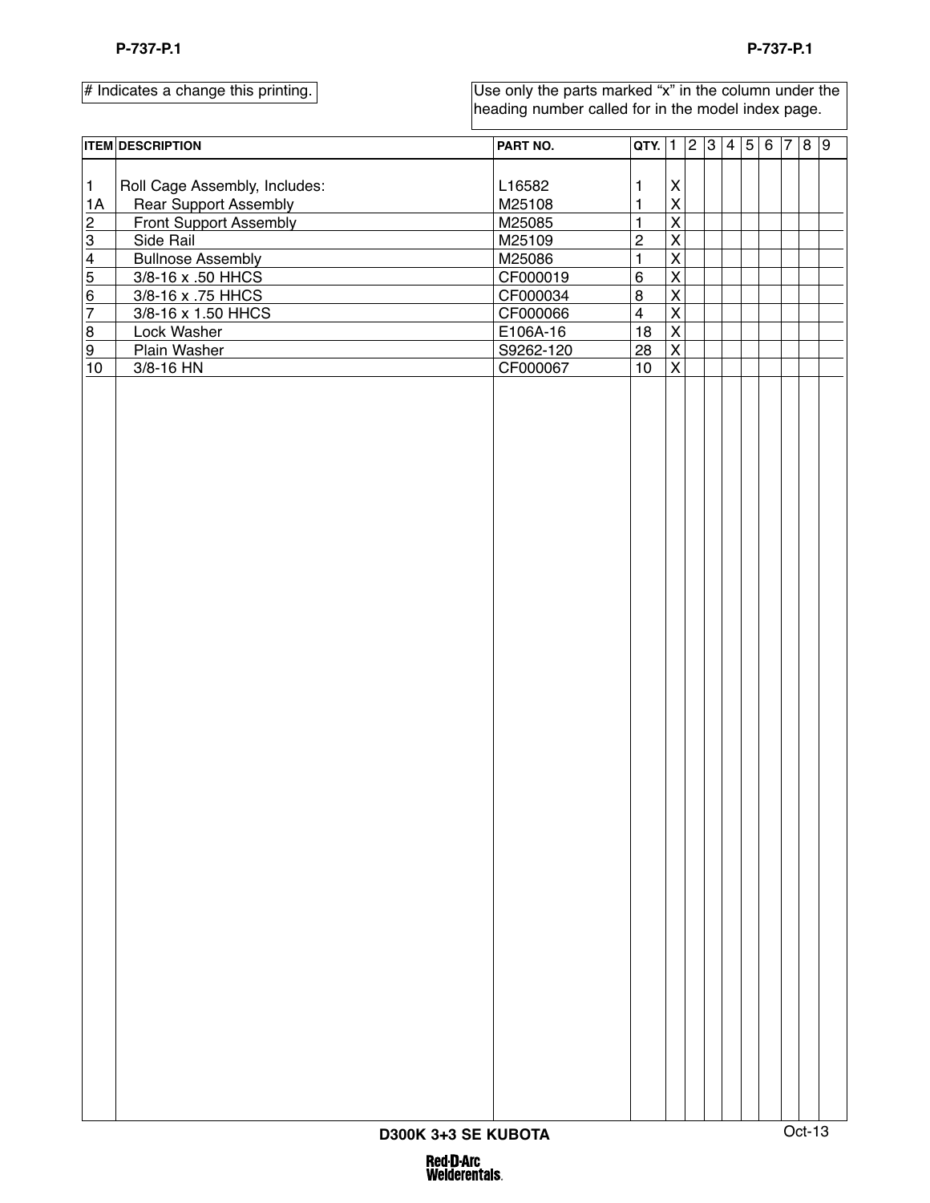# Indicates a change this printing.

Use only the parts marked “x” in the column under the heading number called for in the model index page.

| ITEM | DESCRIPTION | PART NO. | QTY. | 1 | 2 | 3 | 4 | 5 | 6 | 7 | 8 | 9 |
|---|---|---|---|---|---|---|---|---|---|---|---|---|
| 1 | Roll Cage Assembly, Includes: | L16582 | 1 | X | | | | | | | | |
| 1A | Rear Support Assembly | M25108 | 1 | X | | | | | | | | |
| 2 | Front Support Assembly | M25085 | 1 | X | | | | | | | | |
| 3 | Side Rail | M25109 | 2 | X | | | | | | | | |
| 4 | Bullnose Assembly | M25086 | 1 | X | | | | | | | | |
| 5 | 3/8-16 x .50 HHCS | CF000019 | 6 | X | | | | | | | | |
| 6 | 3/8-16 x .75 HHCS | CF000034 | 8 | X | | | | | | | | |
| 7 | 3/8-16 x 1.50 HHCS | CF000066 | 4 | X | | | | | | | | |
| 8 | Lock Washer | E106A-16 | 18 | X | | | | | | | | |
| 9 | Plain Washer | S9262-120 | 28 | X | | | | | | | | |
| 10 | 3/8-16 HN | CF000067 | 10 | X | | | | | | | | |

D300K 3+3 SE KUBOTA

Oct-13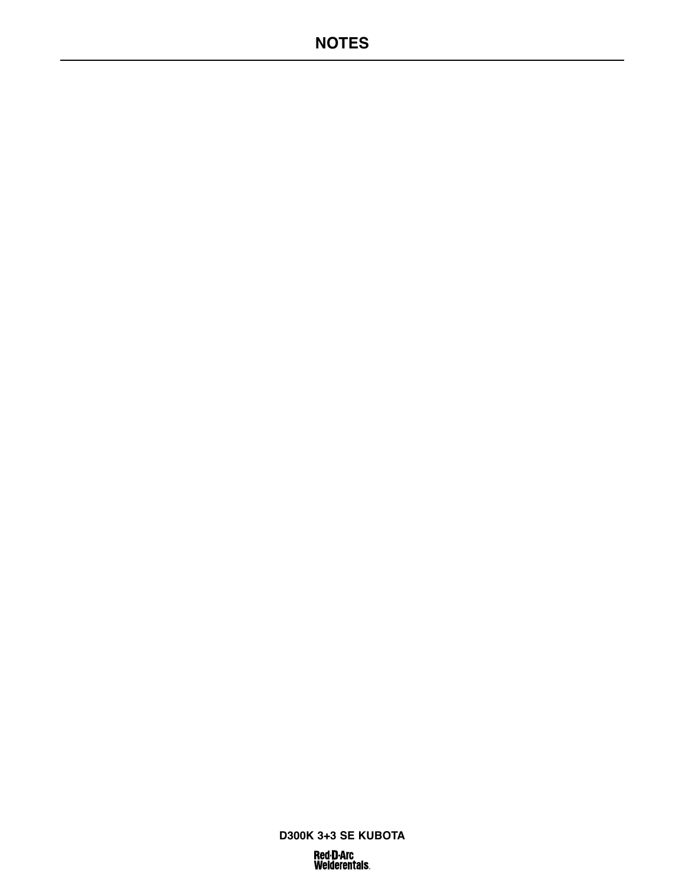# NOTES